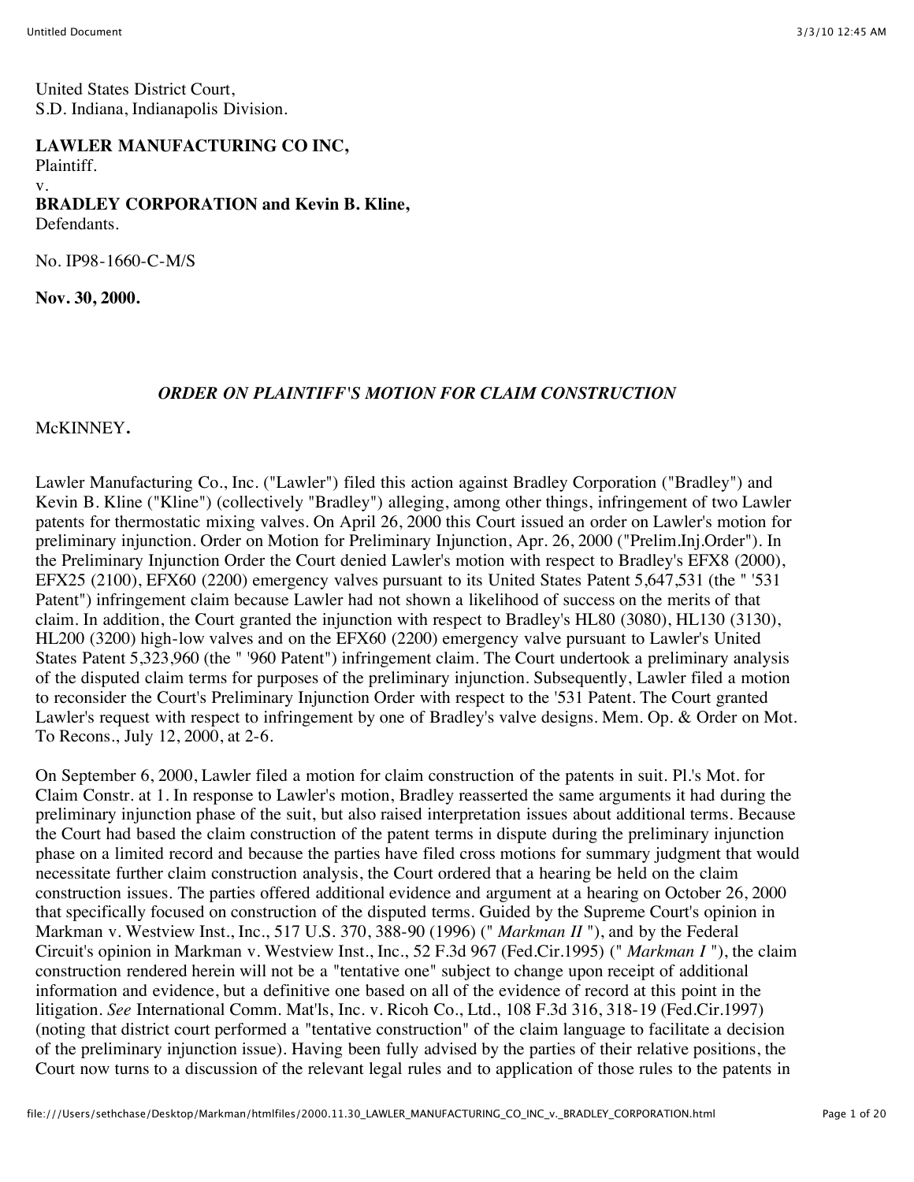United States District Court,
S.D. Indiana, Indianapolis Division.

**LAWLER MANUFACTURING CO INC,**
Plaintiff.
v.
**BRADLEY CORPORATION and Kevin B. Kline,**
Defendants.

No. IP98-1660-C-M/S

**Nov. 30, 2000.**

*ORDER ON PLAINTIFF'S MOTION FOR CLAIM CONSTRUCTION*

McKINNEY**.**

Lawler Manufacturing Co., Inc. ("Lawler") filed this action against Bradley Corporation ("Bradley") and Kevin B. Kline ("Kline") (collectively "Bradley") alleging, among other things, infringement of two Lawler patents for thermostatic mixing valves. On April 26, 2000 this Court issued an order on Lawler's motion for preliminary injunction. Order on Motion for Preliminary Injunction, Apr. 26, 2000 ("Prelim.Inj.Order"). In the Preliminary Injunction Order the Court denied Lawler's motion with respect to Bradley's EFX8 (2000), EFX25 (2100), EFX60 (2200) emergency valves pursuant to its United States Patent 5,647,531 (the " '531 Patent") infringement claim because Lawler had not shown a likelihood of success on the merits of that claim. In addition, the Court granted the injunction with respect to Bradley's HL80 (3080), HL130 (3130), HL200 (3200) high-low valves and on the EFX60 (2200) emergency valve pursuant to Lawler's United States Patent 5,323,960 (the " '960 Patent") infringement claim. The Court undertook a preliminary analysis of the disputed claim terms for purposes of the preliminary injunction. Subsequently, Lawler filed a motion to reconsider the Court's Preliminary Injunction Order with respect to the '531 Patent. The Court granted Lawler's request with respect to infringement by one of Bradley's valve designs. Mem. Op. & Order on Mot. To Recons., July 12, 2000, at 2-6.

On September 6, 2000, Lawler filed a motion for claim construction of the patents in suit. Pl.'s Mot. for Claim Constr. at 1. In response to Lawler's motion, Bradley reasserted the same arguments it had during the preliminary injunction phase of the suit, but also raised interpretation issues about additional terms. Because the Court had based the claim construction of the patent terms in dispute during the preliminary injunction phase on a limited record and because the parties have filed cross motions for summary judgment that would necessitate further claim construction analysis, the Court ordered that a hearing be held on the claim construction issues. The parties offered additional evidence and argument at a hearing on October 26, 2000 that specifically focused on construction of the disputed terms. Guided by the Supreme Court's opinion in Markman v. Westview Inst., Inc., 517 U.S. 370, 388-90 (1996) (" *Markman II* "), and by the Federal Circuit's opinion in Markman v. Westview Inst., Inc., 52 F.3d 967 (Fed.Cir.1995) (" *Markman I* "), the claim construction rendered herein will not be a "tentative one" subject to change upon receipt of additional information and evidence, but a definitive one based on all of the evidence of record at this point in the litigation. *See* International Comm. Mat'ls, Inc. v. Ricoh Co., Ltd., 108 F.3d 316, 318-19 (Fed.Cir.1997) (noting that district court performed a "tentative construction" of the claim language to facilitate a decision of the preliminary injunction issue). Having been fully advised by the parties of their relative positions, the Court now turns to a discussion of the relevant legal rules and to application of those rules to the patents in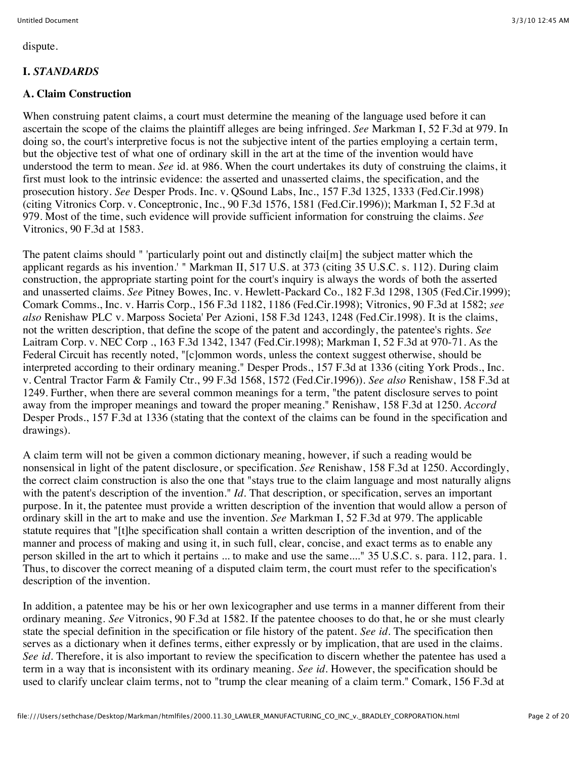dispute.

## I. *STANDARDS*

### A. Claim Construction

When construing patent claims, a court must determine the meaning of the language used before it can ascertain the scope of the claims the plaintiff alleges are being infringed. *See* Markman I, 52 F.3d at 979. In doing so, the court's interpretive focus is not the subjective intent of the parties employing a certain term, but the objective test of what one of ordinary skill in the art at the time of the invention would have understood the term to mean. *See* id. at 986. When the court undertakes its duty of construing the claims, it first must look to the intrinsic evidence: the asserted and unasserted claims, the specification, and the prosecution history. *See* Desper Prods. Inc. v. QSound Labs, Inc., 157 F.3d 1325, 1333 (Fed.Cir.1998) (citing Vitronics Corp. v. Conceptronic, Inc., 90 F.3d 1576, 1581 (Fed.Cir.1996)); Markman I, 52 F.3d at 979. Most of the time, such evidence will provide sufficient information for construing the claims. *See* Vitronics, 90 F.3d at 1583.

The patent claims should " 'particularly point out and distinctly clai[m] the subject matter which the applicant regards as his invention.' " Markman II, 517 U.S. at 373 (citing 35 U.S.C. s. 112). During claim construction, the appropriate starting point for the court's inquiry is always the words of both the asserted and unasserted claims. *See* Pitney Bowes, Inc. v. Hewlett-Packard Co., 182 F.3d 1298, 1305 (Fed.Cir.1999); Comark Comms., Inc. v. Harris Corp., 156 F.3d 1182, 1186 (Fed.Cir.1998); Vitronics, 90 F.3d at 1582; *see also* Renishaw PLC v. Marposs Societa' Per Azioni, 158 F.3d 1243, 1248 (Fed.Cir.1998). It is the claims, not the written description, that define the scope of the patent and accordingly, the patentee's rights. *See* Laitram Corp. v. NEC Corp ., 163 F.3d 1342, 1347 (Fed.Cir.1998); Markman I, 52 F.3d at 970-71. As the Federal Circuit has recently noted, "[c]ommon words, unless the context suggest otherwise, should be interpreted according to their ordinary meaning." Desper Prods., 157 F.3d at 1336 (citing York Prods., Inc. v. Central Tractor Farm & Family Ctr., 99 F.3d 1568, 1572 (Fed.Cir.1996)). *See also* Renishaw, 158 F.3d at 1249. Further, when there are several common meanings for a term, "the patent disclosure serves to point away from the improper meanings and toward the proper meaning." Renishaw, 158 F.3d at 1250. *Accord* Desper Prods., 157 F.3d at 1336 (stating that the context of the claims can be found in the specification and drawings).

A claim term will not be given a common dictionary meaning, however, if such a reading would be nonsensical in light of the patent disclosure, or specification. *See* Renishaw, 158 F.3d at 1250. Accordingly, the correct claim construction is also the one that "stays true to the claim language and most naturally aligns with the patent's description of the invention." *Id*. That description, or specification, serves an important purpose. In it, the patentee must provide a written description of the invention that would allow a person of ordinary skill in the art to make and use the invention. *See* Markman I, 52 F.3d at 979. The applicable statute requires that "[t]he specification shall contain a written description of the invention, and of the manner and process of making and using it, in such full, clear, concise, and exact terms as to enable any person skilled in the art to which it pertains ... to make and use the same...." 35 U.S.C. s. para. 112, para. 1. Thus, to discover the correct meaning of a disputed claim term, the court must refer to the specification's description of the invention.

In addition, a patentee may be his or her own lexicographer and use terms in a manner different from their ordinary meaning. *See* Vitronics, 90 F.3d at 1582. If the patentee chooses to do that, he or she must clearly state the special definition in the specification or file history of the patent. *See id*. The specification then serves as a dictionary when it defines terms, either expressly or by implication, that are used in the claims. *See id*. Therefore, it is also important to review the specification to discern whether the patentee has used a term in a way that is inconsistent with its ordinary meaning. *See id*. However, the specification should be used to clarify unclear claim terms, not to "trump the clear meaning of a claim term." Comark, 156 F.3d at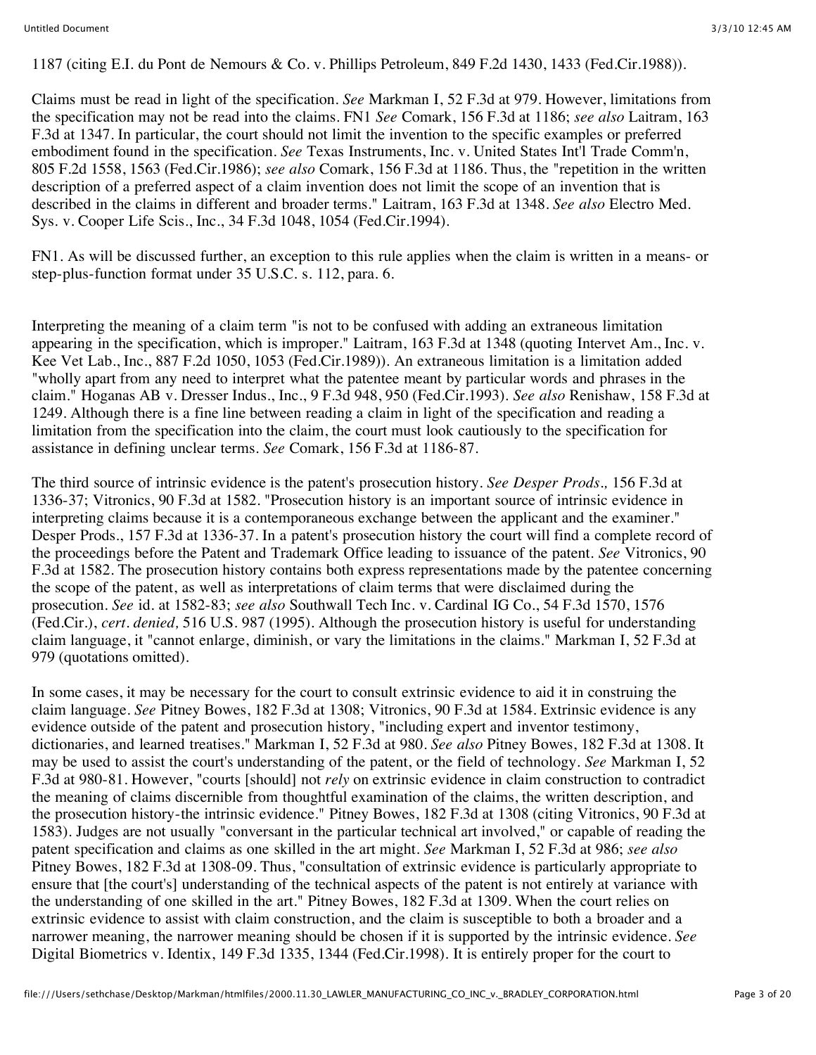1187 (citing E.I. du Pont de Nemours & Co. v. Phillips Petroleum, 849 F.2d 1430, 1433 (Fed.Cir.1988)).

Claims must be read in light of the specification. *See* Markman I, 52 F.3d at 979. However, limitations from the specification may not be read into the claims. FN1 *See* Comark, 156 F.3d at 1186; *see also* Laitram, 163 F.3d at 1347. In particular, the court should not limit the invention to the specific examples or preferred embodiment found in the specification. *See* Texas Instruments, Inc. v. United States Int'l Trade Comm'n, 805 F.2d 1558, 1563 (Fed.Cir.1986); *see also* Comark, 156 F.3d at 1186. Thus, the "repetition in the written description of a preferred aspect of a claim invention does not limit the scope of an invention that is described in the claims in different and broader terms." Laitram, 163 F.3d at 1348. *See also* Electro Med. Sys. v. Cooper Life Scis., Inc., 34 F.3d 1048, 1054 (Fed.Cir.1994).

FN1. As will be discussed further, an exception to this rule applies when the claim is written in a means- or step-plus-function format under 35 U.S.C. s. 112, para. 6.

Interpreting the meaning of a claim term "is not to be confused with adding an extraneous limitation appearing in the specification, which is improper." Laitram, 163 F.3d at 1348 (quoting Intervet Am., Inc. v. Kee Vet Lab., Inc., 887 F.2d 1050, 1053 (Fed.Cir.1989)). An extraneous limitation is a limitation added "wholly apart from any need to interpret what the patentee meant by particular words and phrases in the claim." Hoganas AB v. Dresser Indus., Inc., 9 F.3d 948, 950 (Fed.Cir.1993). *See also* Renishaw, 158 F.3d at 1249. Although there is a fine line between reading a claim in light of the specification and reading a limitation from the specification into the claim, the court must look cautiously to the specification for assistance in defining unclear terms. *See* Comark, 156 F.3d at 1186-87.

The third source of intrinsic evidence is the patent's prosecution history. *See Desper Prods.,* 156 F.3d at 1336-37; Vitronics, 90 F.3d at 1582. "Prosecution history is an important source of intrinsic evidence in interpreting claims because it is a contemporaneous exchange between the applicant and the examiner." Desper Prods., 157 F.3d at 1336-37. In a patent's prosecution history the court will find a complete record of the proceedings before the Patent and Trademark Office leading to issuance of the patent. *See* Vitronics, 90 F.3d at 1582. The prosecution history contains both express representations made by the patentee concerning the scope of the patent, as well as interpretations of claim terms that were disclaimed during the prosecution. *See* id. at 1582-83; *see also* Southwall Tech Inc. v. Cardinal IG Co., 54 F.3d 1570, 1576 (Fed.Cir.), *cert. denied,* 516 U.S. 987 (1995). Although the prosecution history is useful for understanding claim language, it "cannot enlarge, diminish, or vary the limitations in the claims." Markman I, 52 F.3d at 979 (quotations omitted).

In some cases, it may be necessary for the court to consult extrinsic evidence to aid it in construing the claim language. *See* Pitney Bowes, 182 F.3d at 1308; Vitronics, 90 F.3d at 1584. Extrinsic evidence is any evidence outside of the patent and prosecution history, "including expert and inventor testimony, dictionaries, and learned treatises." Markman I, 52 F.3d at 980. *See also* Pitney Bowes, 182 F.3d at 1308. It may be used to assist the court's understanding of the patent, or the field of technology. *See* Markman I, 52 F.3d at 980-81. However, "courts [should] not *rely* on extrinsic evidence in claim construction to contradict the meaning of claims discernible from thoughtful examination of the claims, the written description, and the prosecution history-the intrinsic evidence." Pitney Bowes, 182 F.3d at 1308 (citing Vitronics, 90 F.3d at 1583). Judges are not usually "conversant in the particular technical art involved," or capable of reading the patent specification and claims as one skilled in the art might. *See* Markman I, 52 F.3d at 986; *see also* Pitney Bowes, 182 F.3d at 1308-09. Thus, "consultation of extrinsic evidence is particularly appropriate to ensure that [the court's] understanding of the technical aspects of the patent is not entirely at variance with the understanding of one skilled in the art." Pitney Bowes, 182 F.3d at 1309. When the court relies on extrinsic evidence to assist with claim construction, and the claim is susceptible to both a broader and a narrower meaning, the narrower meaning should be chosen if it is supported by the intrinsic evidence. *See* Digital Biometrics v. Identix, 149 F.3d 1335, 1344 (Fed.Cir.1998). It is entirely proper for the court to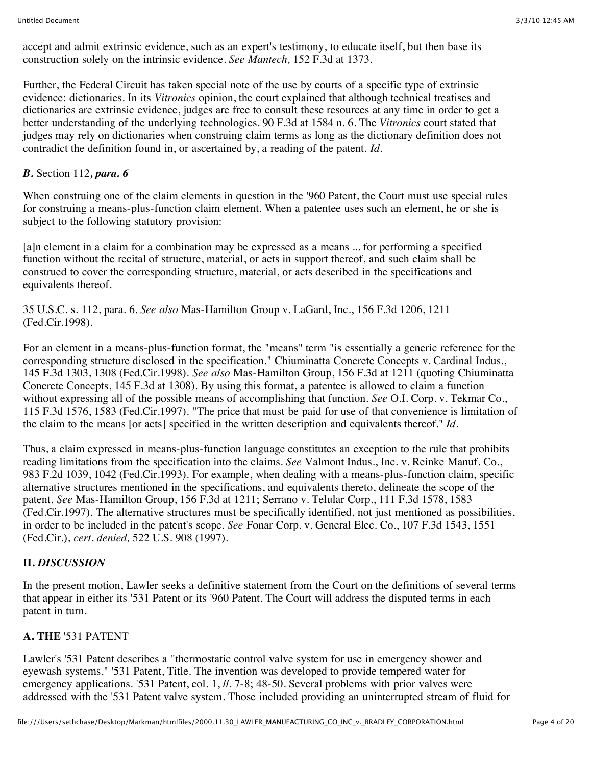accept and admit extrinsic evidence, such as an expert's testimony, to educate itself, but then base its construction solely on the intrinsic evidence. *See Mantech,* 152 F.3d at 1373.

Further, the Federal Circuit has taken special note of the use by courts of a specific type of extrinsic evidence: dictionaries. In its *Vitronics* opinion, the court explained that although technical treatises and dictionaries are extrinsic evidence, judges are free to consult these resources at any time in order to get a better understanding of the underlying technologies. 90 F.3d at 1584 n. 6. The *Vitronics* court stated that judges may rely on dictionaries when construing claim terms as long as the dictionary definition does not contradict the definition found in, or ascertained by, a reading of the patent. *Id.*

### *B.* Section 112*, para. 6*

When construing one of the claim elements in question in the '960 Patent, the Court must use special rules for construing a means-plus-function claim element. When a patentee uses such an element, he or she is subject to the following statutory provision:

[a]n element in a claim for a combination may be expressed as a means ... for performing a specified function without the recital of structure, material, or acts in support thereof, and such claim shall be construed to cover the corresponding structure, material, or acts described in the specifications and equivalents thereof.

35 U.S.C. s. 112, para. 6. *See also* Mas-Hamilton Group v. LaGard, Inc., 156 F.3d 1206, 1211 (Fed.Cir.1998).

For an element in a means-plus-function format, the "means" term "is essentially a generic reference for the corresponding structure disclosed in the specification." Chiuminatta Concrete Concepts v. Cardinal Indus., 145 F.3d 1303, 1308 (Fed.Cir.1998). *See also* Mas-Hamilton Group, 156 F.3d at 1211 (quoting Chiuminatta Concrete Concepts, 145 F.3d at 1308). By using this format, a patentee is allowed to claim a function without expressing all of the possible means of accomplishing that function. *See* O.I. Corp. v. Tekmar Co., 115 F.3d 1576, 1583 (Fed.Cir.1997). "The price that must be paid for use of that convenience is limitation of the claim to the means [or acts] specified in the written description and equivalents thereof." *Id.*

Thus, a claim expressed in means-plus-function language constitutes an exception to the rule that prohibits reading limitations from the specification into the claims. *See* Valmont Indus., Inc. v. Reinke Manuf. Co., 983 F.2d 1039, 1042 (Fed.Cir.1993). For example, when dealing with a means-plus-function claim, specific alternative structures mentioned in the specifications, and equivalents thereto, delineate the scope of the patent. *See* Mas-Hamilton Group, 156 F.3d at 1211; Serrano v. Telular Corp., 111 F.3d 1578, 1583 (Fed.Cir.1997). The alternative structures must be specifically identified, not just mentioned as possibilities, in order to be included in the patent's scope. *See* Fonar Corp. v. General Elec. Co., 107 F.3d 1543, 1551 (Fed.Cir.), *cert. denied,* 522 U.S. 908 (1997).

## II. *DISCUSSION*

In the present motion, Lawler seeks a definitive statement from the Court on the definitions of several terms that appear in either its '531 Patent or its '960 Patent. The Court will address the disputed terms in each patent in turn.

### A. THE '531 PATENT

Lawler's '531 Patent describes a "thermostatic control valve system for use in emergency shower and eyewash systems." '531 Patent, Title. The invention was developed to provide tempered water for emergency applications. '531 Patent, col. 1, *ll.* 7-8; 48-50. Several problems with prior valves were addressed with the '531 Patent valve system. Those included providing an uninterrupted stream of fluid for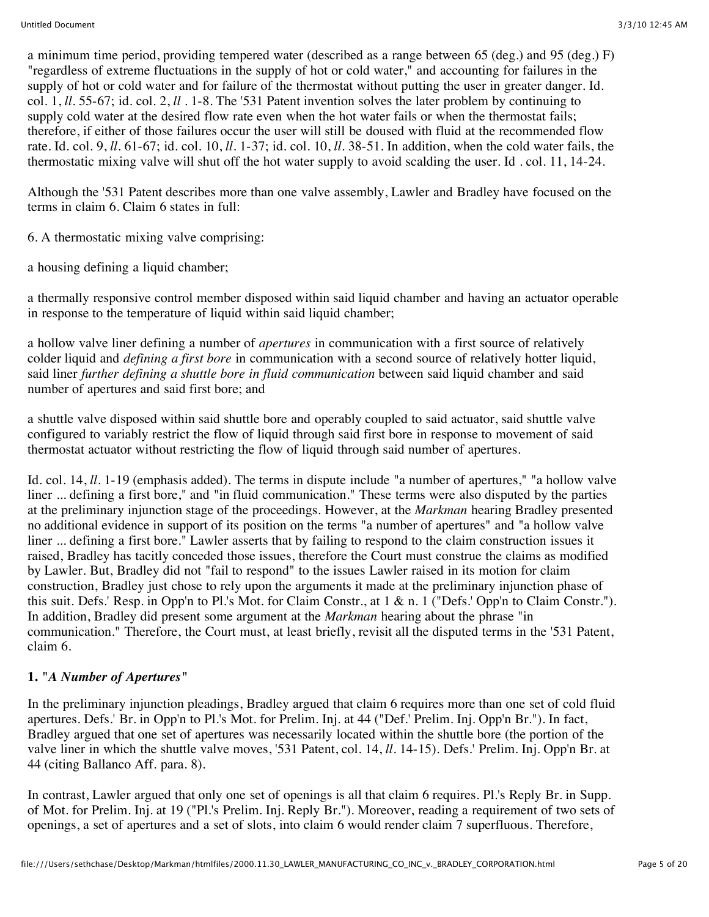a minimum time period, providing tempered water (described as a range between 65 (deg.) and 95 (deg.) F) "regardless of extreme fluctuations in the supply of hot or cold water," and accounting for failures in the supply of hot or cold water and for failure of the thermostat without putting the user in greater danger. Id. col. 1, *ll*. 55-67; id. col. 2, *ll* . 1-8. The '531 Patent invention solves the later problem by continuing to supply cold water at the desired flow rate even when the hot water fails or when the thermostat fails; therefore, if either of those failures occur the user will still be doused with fluid at the recommended flow rate. Id. col. 9, *ll*. 61-67; id. col. 10, *ll*. 1-37; id. col. 10, *ll*. 38-51. In addition, when the cold water fails, the thermostatic mixing valve will shut off the hot water supply to avoid scalding the user. Id . col. 11, 14-24.

Although the '531 Patent describes more than one valve assembly, Lawler and Bradley have focused on the terms in claim 6. Claim 6 states in full:

6. A thermostatic mixing valve comprising:

a housing defining a liquid chamber;

a thermally responsive control member disposed within said liquid chamber and having an actuator operable in response to the temperature of liquid within said liquid chamber;

a hollow valve liner defining a number of *apertures* in communication with a first source of relatively colder liquid and *defining a first bore* in communication with a second source of relatively hotter liquid, said liner *further defining a shuttle bore in fluid communication* between said liquid chamber and said number of apertures and said first bore; and

a shuttle valve disposed within said shuttle bore and operably coupled to said actuator, said shuttle valve configured to variably restrict the flow of liquid through said first bore in response to movement of said thermostat actuator without restricting the flow of liquid through said number of apertures.

Id. col. 14, *ll*. 1-19 (emphasis added). The terms in dispute include "a number of apertures," "a hollow valve liner ... defining a first bore," and "in fluid communication." These terms were also disputed by the parties at the preliminary injunction stage of the proceedings. However, at the *Markman* hearing Bradley presented no additional evidence in support of its position on the terms "a number of apertures" and "a hollow valve liner ... defining a first bore." Lawler asserts that by failing to respond to the claim construction issues it raised, Bradley has tacitly conceded those issues, therefore the Court must construe the claims as modified by Lawler. But, Bradley did not "fail to respond" to the issues Lawler raised in its motion for claim construction, Bradley just chose to rely upon the arguments it made at the preliminary injunction phase of this suit. Defs.' Resp. in Opp'n to Pl.'s Mot. for Claim Constr., at 1 & n. 1 ("Defs.' Opp'n to Claim Constr."). In addition, Bradley did present some argument at the *Markman* hearing about the phrase "in communication." Therefore, the Court must, at least briefly, revisit all the disputed terms in the '531 Patent, claim 6.

### 1. "*A Number of Apertures*"

In the preliminary injunction pleadings, Bradley argued that claim 6 requires more than one set of cold fluid apertures. Defs.' Br. in Opp'n to Pl.'s Mot. for Prelim. Inj. at 44 ("Def.' Prelim. Inj. Opp'n Br."). In fact, Bradley argued that one set of apertures was necessarily located within the shuttle bore (the portion of the valve liner in which the shuttle valve moves, '531 Patent, col. 14, *ll*. 14-15). Defs.' Prelim. Inj. Opp'n Br. at 44 (citing Ballanco Aff. para. 8).

In contrast, Lawler argued that only one set of openings is all that claim 6 requires. Pl.'s Reply Br. in Supp. of Mot. for Prelim. Inj. at 19 ("Pl.'s Prelim. Inj. Reply Br."). Moreover, reading a requirement of two sets of openings, a set of apertures and a set of slots, into claim 6 would render claim 7 superfluous. Therefore,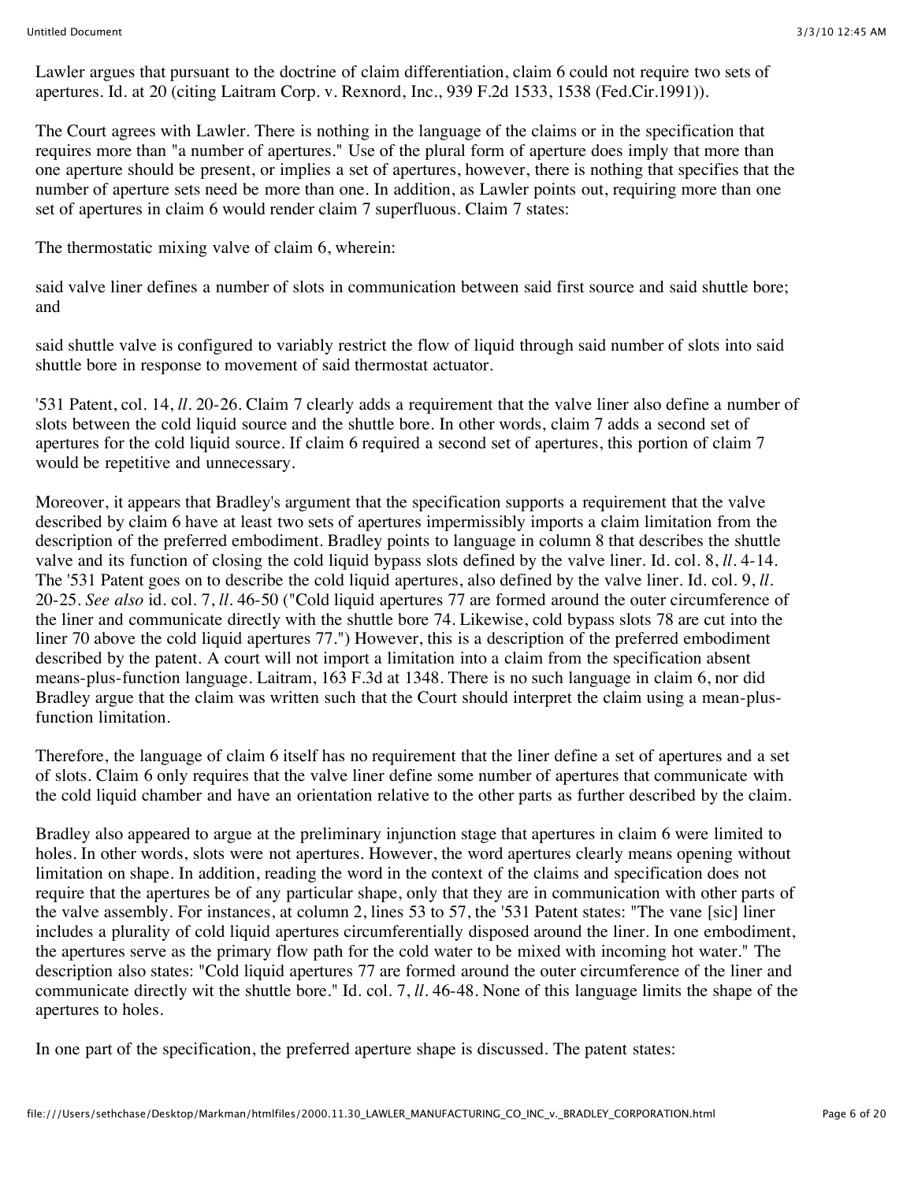Lawler argues that pursuant to the doctrine of claim differentiation, claim 6 could not require two sets of apertures. Id. at 20 (citing Laitram Corp. v. Rexnord, Inc., 939 F.2d 1533, 1538 (Fed.Cir.1991)).

The Court agrees with Lawler. There is nothing in the language of the claims or in the specification that requires more than "a number of apertures." Use of the plural form of aperture does imply that more than one aperture should be present, or implies a set of apertures, however, there is nothing that specifies that the number of aperture sets need be more than one. In addition, as Lawler points out, requiring more than one set of apertures in claim 6 would render claim 7 superfluous. Claim 7 states:

The thermostatic mixing valve of claim 6, wherein:

said valve liner defines a number of slots in communication between said first source and said shuttle bore; and

said shuttle valve is configured to variably restrict the flow of liquid through said number of slots into said shuttle bore in response to movement of said thermostat actuator.

'531 Patent, col. 14, *ll*. 20-26. Claim 7 clearly adds a requirement that the valve liner also define a number of slots between the cold liquid source and the shuttle bore. In other words, claim 7 adds a second set of apertures for the cold liquid source. If claim 6 required a second set of apertures, this portion of claim 7 would be repetitive and unnecessary.

Moreover, it appears that Bradley's argument that the specification supports a requirement that the valve described by claim 6 have at least two sets of apertures impermissibly imports a claim limitation from the description of the preferred embodiment. Bradley points to language in column 8 that describes the shuttle valve and its function of closing the cold liquid bypass slots defined by the valve liner. Id. col. 8, *ll*. 4-14. The '531 Patent goes on to describe the cold liquid apertures, also defined by the valve liner. Id. col. 9, *ll*. 20-25. *See also* id. col. 7, *ll*. 46-50 ("Cold liquid apertures 77 are formed around the outer circumference of the liner and communicate directly with the shuttle bore 74. Likewise, cold bypass slots 78 are cut into the liner 70 above the cold liquid apertures 77.") However, this is a description of the preferred embodiment described by the patent. A court will not import a limitation into a claim from the specification absent means-plus-function language. Laitram, 163 F.3d at 1348. There is no such language in claim 6, nor did Bradley argue that the claim was written such that the Court should interpret the claim using a mean-plus-function limitation.

Therefore, the language of claim 6 itself has no requirement that the liner define a set of apertures and a set of slots. Claim 6 only requires that the valve liner define some number of apertures that communicate with the cold liquid chamber and have an orientation relative to the other parts as further described by the claim.

Bradley also appeared to argue at the preliminary injunction stage that apertures in claim 6 were limited to holes. In other words, slots were not apertures. However, the word apertures clearly means opening without limitation on shape. In addition, reading the word in the context of the claims and specification does not require that the apertures be of any particular shape, only that they are in communication with other parts of the valve assembly. For instances, at column 2, lines 53 to 57, the '531 Patent states: "The vane [sic] liner includes a plurality of cold liquid apertures circumferentially disposed around the liner. In one embodiment, the apertures serve as the primary flow path for the cold water to be mixed with incoming hot water." The description also states: "Cold liquid apertures 77 are formed around the outer circumference of the liner and communicate directly wit the shuttle bore." Id. col. 7, *ll*. 46-48. None of this language limits the shape of the apertures to holes.

In one part of the specification, the preferred aperture shape is discussed. The patent states: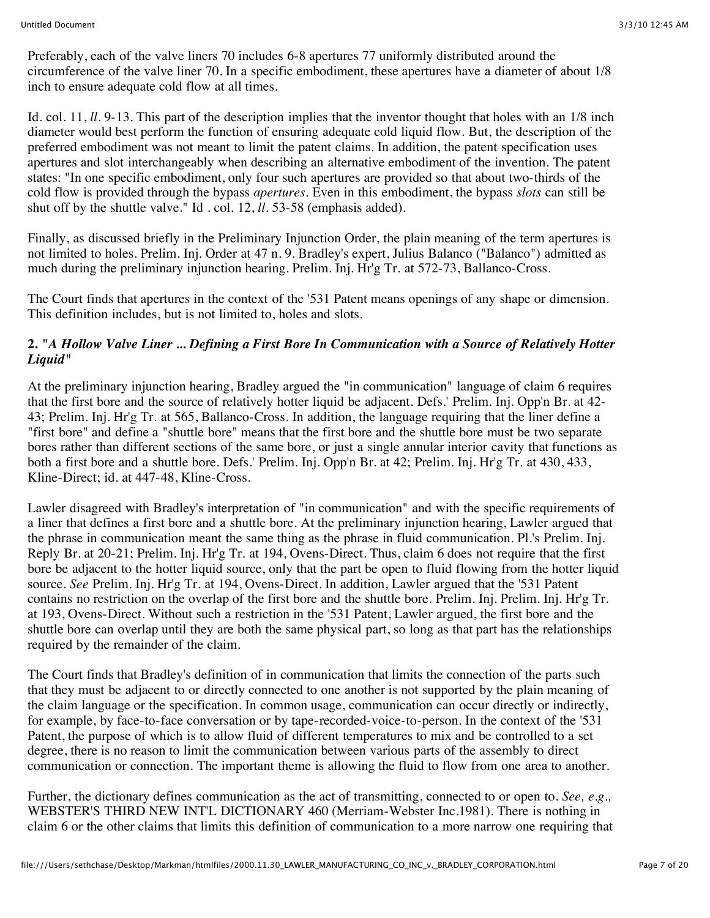Preferably, each of the valve liners 70 includes 6-8 apertures 77 uniformly distributed around the circumference of the valve liner 70. In a specific embodiment, these apertures have a diameter of about 1/8 inch to ensure adequate cold flow at all times.

Id. col. 11, *ll.* 9-13. This part of the description implies that the inventor thought that holes with an 1/8 inch diameter would best perform the function of ensuring adequate cold liquid flow. But, the description of the preferred embodiment was not meant to limit the patent claims. In addition, the patent specification uses apertures and slot interchangeably when describing an alternative embodiment of the invention. The patent states: "In one specific embodiment, only four such apertures are provided so that about two-thirds of the cold flow is provided through the bypass *apertures*. Even in this embodiment, the bypass *slots* can still be shut off by the shuttle valve." Id . col. 12, *ll.* 53-58 (emphasis added).

Finally, as discussed briefly in the Preliminary Injunction Order, the plain meaning of the term apertures is not limited to holes. Prelim. Inj. Order at 47 n. 9. Bradley's expert, Julius Balanco ("Balanco") admitted as much during the preliminary injunction hearing. Prelim. Inj. Hr'g Tr. at 572-73, Ballanco-Cross.

The Court finds that apertures in the context of the '531 Patent means openings of any shape or dimension. This definition includes, but is not limited to, holes and slots.

### 2. "*A Hollow Valve Liner ... Defining a First Bore In Communication with a Source of Relatively Hotter Liquid*"

At the preliminary injunction hearing, Bradley argued the "in communication" language of claim 6 requires that the first bore and the source of relatively hotter liquid be adjacent. Defs.' Prelim. Inj. Opp'n Br. at 42-43; Prelim. Inj. Hr'g Tr. at 565, Ballanco-Cross. In addition, the language requiring that the liner define a "first bore" and define a "shuttle bore" means that the first bore and the shuttle bore must be two separate bores rather than different sections of the same bore, or just a single annular interior cavity that functions as both a first bore and a shuttle bore. Defs.' Prelim. Inj. Opp'n Br. at 42; Prelim. Inj. Hr'g Tr. at 430, 433, Kline-Direct; id. at 447-48, Kline-Cross.

Lawler disagreed with Bradley's interpretation of "in communication" and with the specific requirements of a liner that defines a first bore and a shuttle bore. At the preliminary injunction hearing, Lawler argued that the phrase in communication meant the same thing as the phrase in fluid communication. Pl.'s Prelim. Inj. Reply Br. at 20-21; Prelim. Inj. Hr'g Tr. at 194, Ovens-Direct. Thus, claim 6 does not require that the first bore be adjacent to the hotter liquid source, only that the part be open to fluid flowing from the hotter liquid source. *See* Prelim. Inj. Hr'g Tr. at 194, Ovens-Direct. In addition, Lawler argued that the '531 Patent contains no restriction on the overlap of the first bore and the shuttle bore. Prelim. Inj. Prelim. Inj. Hr'g Tr. at 193, Ovens-Direct. Without such a restriction in the '531 Patent, Lawler argued, the first bore and the shuttle bore can overlap until they are both the same physical part, so long as that part has the relationships required by the remainder of the claim.

The Court finds that Bradley's definition of in communication that limits the connection of the parts such that they must be adjacent to or directly connected to one another is not supported by the plain meaning of the claim language or the specification. In common usage, communication can occur directly or indirectly, for example, by face-to-face conversation or by tape-recorded-voice-to-person. In the context of the '531 Patent, the purpose of which is to allow fluid of different temperatures to mix and be controlled to a set degree, there is no reason to limit the communication between various parts of the assembly to direct communication or connection. The important theme is allowing the fluid to flow from one area to another.

Further, the dictionary defines communication as the act of transmitting, connected to or open to. *See, e.g.,* WEBSTER'S THIRD NEW INT'L DICTIONARY 460 (Merriam-Webster Inc.1981). There is nothing in claim 6 or the other claims that limits this definition of communication to a more narrow one requiring that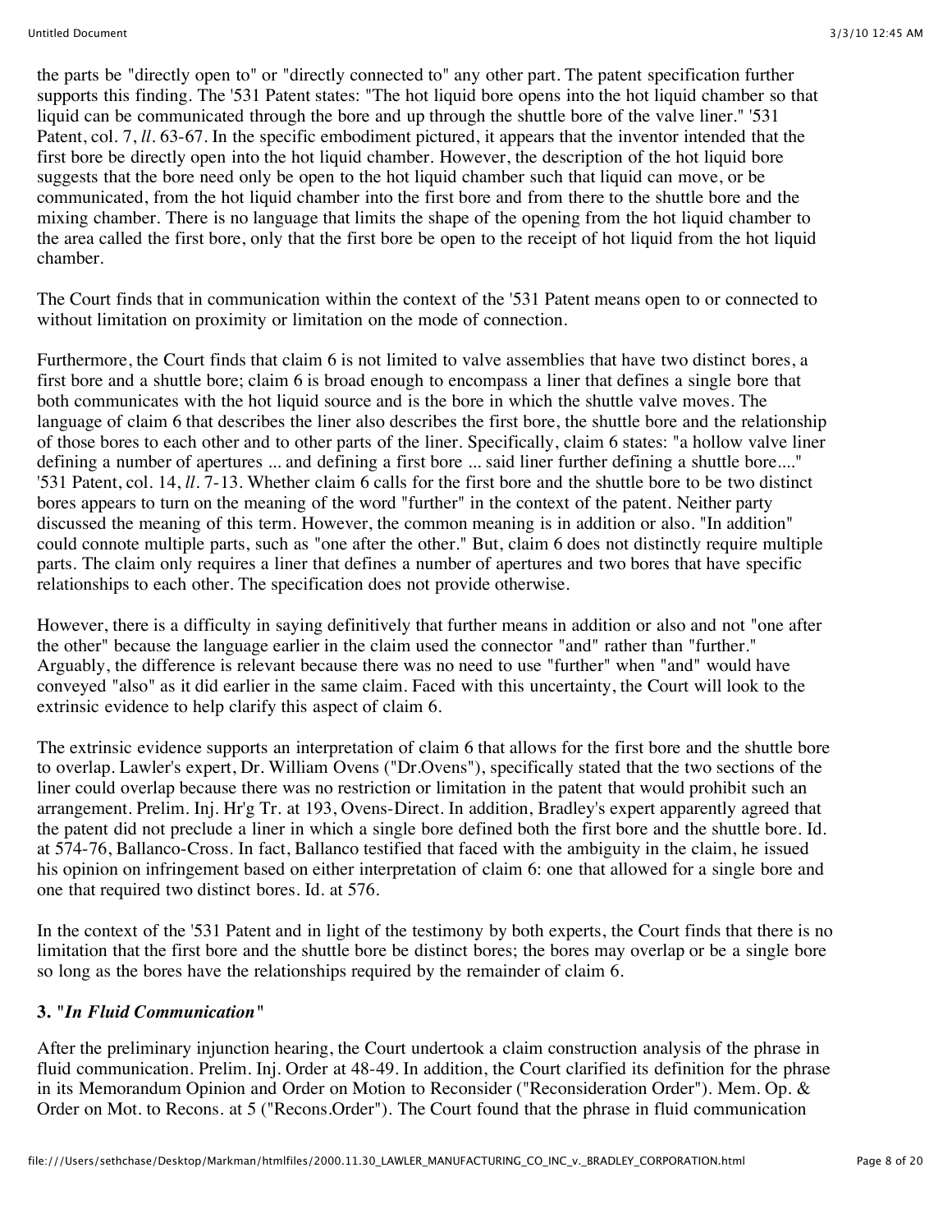the parts be "directly open to" or "directly connected to" any other part. The patent specification further supports this finding. The '531 Patent states: "The hot liquid bore opens into the hot liquid chamber so that liquid can be communicated through the bore and up through the shuttle bore of the valve liner." '531 Patent, col. 7, *ll*. 63-67. In the specific embodiment pictured, it appears that the inventor intended that the first bore be directly open into the hot liquid chamber. However, the description of the hot liquid bore suggests that the bore need only be open to the hot liquid chamber such that liquid can move, or be communicated, from the hot liquid chamber into the first bore and from there to the shuttle bore and the mixing chamber. There is no language that limits the shape of the opening from the hot liquid chamber to the area called the first bore, only that the first bore be open to the receipt of hot liquid from the hot liquid chamber.

The Court finds that in communication within the context of the '531 Patent means open to or connected to without limitation on proximity or limitation on the mode of connection.

Furthermore, the Court finds that claim 6 is not limited to valve assemblies that have two distinct bores, a first bore and a shuttle bore; claim 6 is broad enough to encompass a liner that defines a single bore that both communicates with the hot liquid source and is the bore in which the shuttle valve moves. The language of claim 6 that describes the liner also describes the first bore, the shuttle bore and the relationship of those bores to each other and to other parts of the liner. Specifically, claim 6 states: "a hollow valve liner defining a number of apertures ... and defining a first bore ... said liner further defining a shuttle bore...." '531 Patent, col. 14, *ll*. 7-13. Whether claim 6 calls for the first bore and the shuttle bore to be two distinct bores appears to turn on the meaning of the word "further" in the context of the patent. Neither party discussed the meaning of this term. However, the common meaning is in addition or also. "In addition" could connote multiple parts, such as "one after the other." But, claim 6 does not distinctly require multiple parts. The claim only requires a liner that defines a number of apertures and two bores that have specific relationships to each other. The specification does not provide otherwise.

However, there is a difficulty in saying definitively that further means in addition or also and not "one after the other" because the language earlier in the claim used the connector "and" rather than "further." Arguably, the difference is relevant because there was no need to use "further" when "and" would have conveyed "also" as it did earlier in the same claim. Faced with this uncertainty, the Court will look to the extrinsic evidence to help clarify this aspect of claim 6.

The extrinsic evidence supports an interpretation of claim 6 that allows for the first bore and the shuttle bore to overlap. Lawler's expert, Dr. William Ovens ("Dr.Ovens"), specifically stated that the two sections of the liner could overlap because there was no restriction or limitation in the patent that would prohibit such an arrangement. Prelim. Inj. Hr'g Tr. at 193, Ovens-Direct. In addition, Bradley's expert apparently agreed that the patent did not preclude a liner in which a single bore defined both the first bore and the shuttle bore. Id. at 574-76, Ballanco-Cross. In fact, Ballanco testified that faced with the ambiguity in the claim, he issued his opinion on infringement based on either interpretation of claim 6: one that allowed for a single bore and one that required two distinct bores. Id. at 576.

In the context of the '531 Patent and in light of the testimony by both experts, the Court finds that there is no limitation that the first bore and the shuttle bore be distinct bores; the bores may overlap or be a single bore so long as the bores have the relationships required by the remainder of claim 6.

### 3. "*In Fluid Communication*"

After the preliminary injunction hearing, the Court undertook a claim construction analysis of the phrase in fluid communication. Prelim. Inj. Order at 48-49. In addition, the Court clarified its definition for the phrase in its Memorandum Opinion and Order on Motion to Reconsider ("Reconsideration Order"). Mem. Op. & Order on Mot. to Recons. at 5 ("Recons.Order"). The Court found that the phrase in fluid communication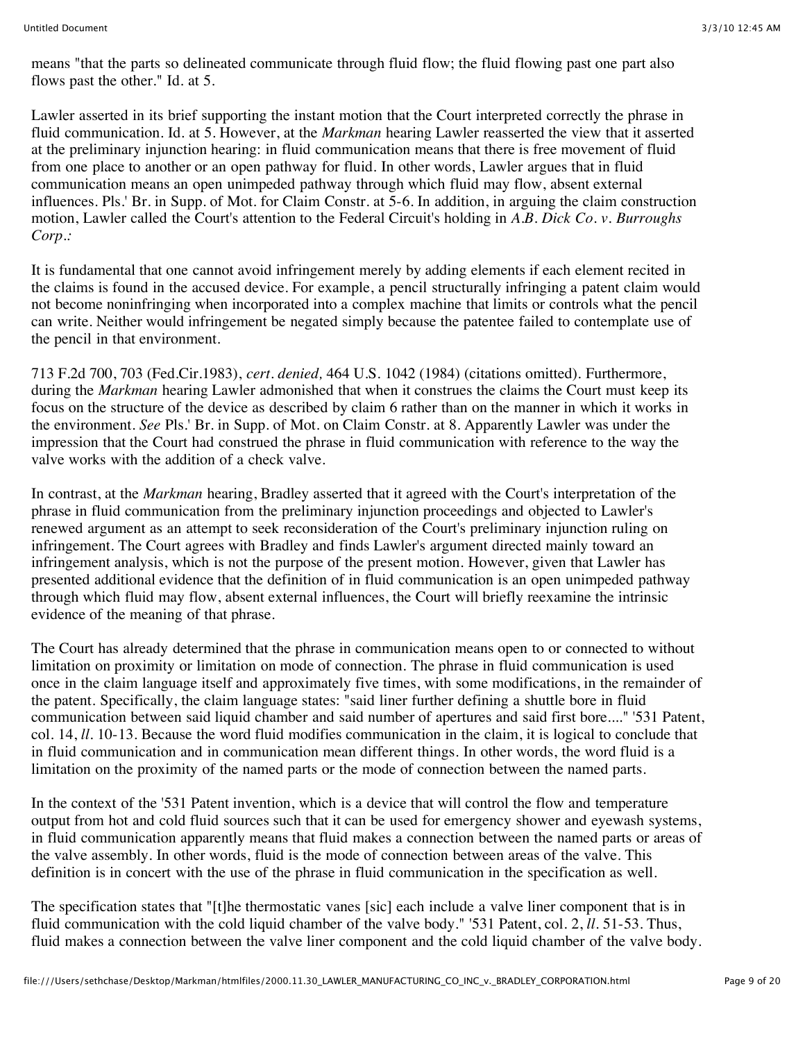means "that the parts so delineated communicate through fluid flow; the fluid flowing past one part also flows past the other." Id. at 5.

Lawler asserted in its brief supporting the instant motion that the Court interpreted correctly the phrase in fluid communication. Id. at 5. However, at the *Markman* hearing Lawler reasserted the view that it asserted at the preliminary injunction hearing: in fluid communication means that there is free movement of fluid from one place to another or an open pathway for fluid. In other words, Lawler argues that in fluid communication means an open unimpeded pathway through which fluid may flow, absent external influences. Pls.' Br. in Supp. of Mot. for Claim Constr. at 5-6. In addition, in arguing the claim construction motion, Lawler called the Court's attention to the Federal Circuit's holding in *A.B. Dick Co. v. Burroughs Corp.*:

It is fundamental that one cannot avoid infringement merely by adding elements if each element recited in the claims is found in the accused device. For example, a pencil structurally infringing a patent claim would not become noninfringing when incorporated into a complex machine that limits or controls what the pencil can write. Neither would infringement be negated simply because the patentee failed to contemplate use of the pencil in that environment.

713 F.2d 700, 703 (Fed.Cir.1983), *cert. denied,* 464 U.S. 1042 (1984) (citations omitted). Furthermore, during the *Markman* hearing Lawler admonished that when it construes the claims the Court must keep its focus on the structure of the device as described by claim 6 rather than on the manner in which it works in the environment. *See* Pls.' Br. in Supp. of Mot. on Claim Constr. at 8. Apparently Lawler was under the impression that the Court had construed the phrase in fluid communication with reference to the way the valve works with the addition of a check valve.

In contrast, at the *Markman* hearing, Bradley asserted that it agreed with the Court's interpretation of the phrase in fluid communication from the preliminary injunction proceedings and objected to Lawler's renewed argument as an attempt to seek reconsideration of the Court's preliminary injunction ruling on infringement. The Court agrees with Bradley and finds Lawler's argument directed mainly toward an infringement analysis, which is not the purpose of the present motion. However, given that Lawler has presented additional evidence that the definition of in fluid communication is an open unimpeded pathway through which fluid may flow, absent external influences, the Court will briefly reexamine the intrinsic evidence of the meaning of that phrase.

The Court has already determined that the phrase in communication means open to or connected to without limitation on proximity or limitation on mode of connection. The phrase in fluid communication is used once in the claim language itself and approximately five times, with some modifications, in the remainder of the patent. Specifically, the claim language states: "said liner further defining a shuttle bore in fluid communication between said liquid chamber and said number of apertures and said first bore...." '531 Patent, col. 14, *ll*. 10-13. Because the word fluid modifies communication in the claim, it is logical to conclude that in fluid communication and in communication mean different things. In other words, the word fluid is a limitation on the proximity of the named parts or the mode of connection between the named parts.

In the context of the '531 Patent invention, which is a device that will control the flow and temperature output from hot and cold fluid sources such that it can be used for emergency shower and eyewash systems, in fluid communication apparently means that fluid makes a connection between the named parts or areas of the valve assembly. In other words, fluid is the mode of connection between areas of the valve. This definition is in concert with the use of the phrase in fluid communication in the specification as well.

The specification states that "[t]he thermostatic vanes [sic] each include a valve liner component that is in fluid communication with the cold liquid chamber of the valve body." '531 Patent, col. 2, *ll*. 51-53. Thus, fluid makes a connection between the valve liner component and the cold liquid chamber of the valve body.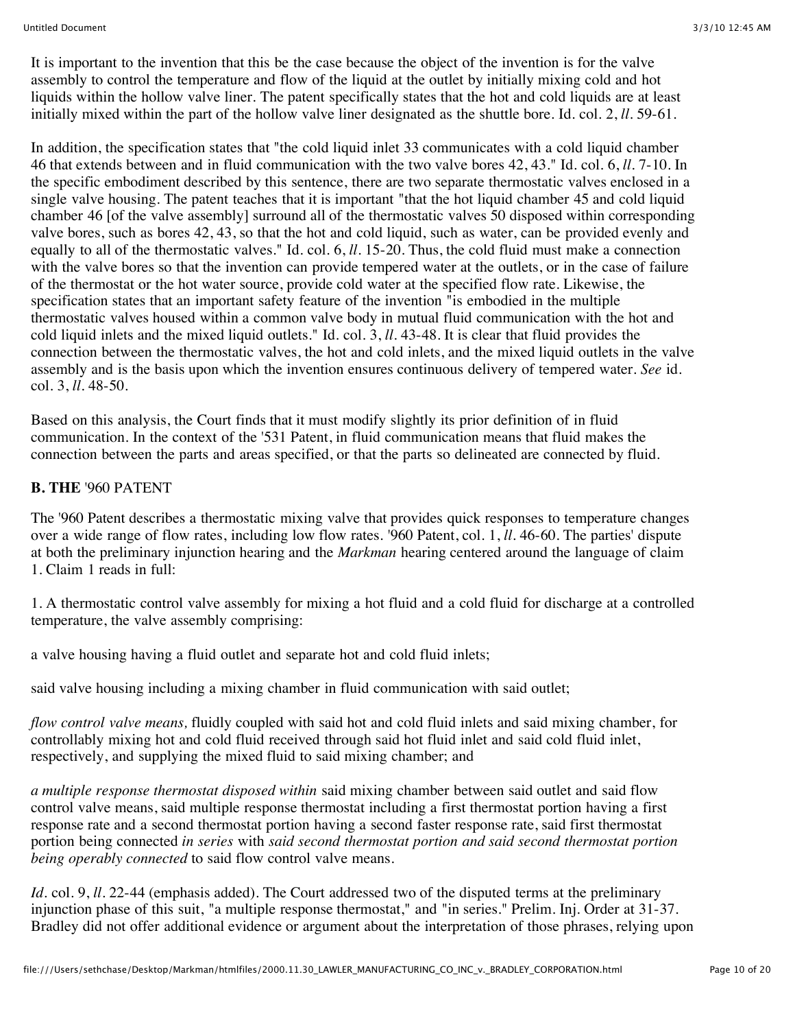It is important to the invention that this be the case because the object of the invention is for the valve assembly to control the temperature and flow of the liquid at the outlet by initially mixing cold and hot liquids within the hollow valve liner. The patent specifically states that the hot and cold liquids are at least initially mixed within the part of the hollow valve liner designated as the shuttle bore. Id. col. 2, *ll*. 59-61.

In addition, the specification states that "the cold liquid inlet 33 communicates with a cold liquid chamber 46 that extends between and in fluid communication with the two valve bores 42, 43." Id. col. 6, *ll*. 7-10. In the specific embodiment described by this sentence, there are two separate thermostatic valves enclosed in a single valve housing. The patent teaches that it is important "that the hot liquid chamber 45 and cold liquid chamber 46 [of the valve assembly] surround all of the thermostatic valves 50 disposed within corresponding valve bores, such as bores 42, 43, so that the hot and cold liquid, such as water, can be provided evenly and equally to all of the thermostatic valves." Id. col. 6, *ll*. 15-20. Thus, the cold fluid must make a connection with the valve bores so that the invention can provide tempered water at the outlets, or in the case of failure of the thermostat or the hot water source, provide cold water at the specified flow rate. Likewise, the specification states that an important safety feature of the invention "is embodied in the multiple thermostatic valves housed within a common valve body in mutual fluid communication with the hot and cold liquid inlets and the mixed liquid outlets." Id. col. 3, *ll*. 43-48. It is clear that fluid provides the connection between the thermostatic valves, the hot and cold inlets, and the mixed liquid outlets in the valve assembly and is the basis upon which the invention ensures continuous delivery of tempered water. *See* id. col. 3, *ll*. 48-50.

Based on this analysis, the Court finds that it must modify slightly its prior definition of in fluid communication. In the context of the '531 Patent, in fluid communication means that fluid makes the connection between the parts and areas specified, or that the parts so delineated are connected by fluid.

**B. THE** '960 PATENT

The '960 Patent describes a thermostatic mixing valve that provides quick responses to temperature changes over a wide range of flow rates, including low flow rates. '960 Patent, col. 1, *ll*. 46-60. The parties' dispute at both the preliminary injunction hearing and the *Markman* hearing centered around the language of claim 1. Claim 1 reads in full:

1. A thermostatic control valve assembly for mixing a hot fluid and a cold fluid for discharge at a controlled temperature, the valve assembly comprising:

a valve housing having a fluid outlet and separate hot and cold fluid inlets;

said valve housing including a mixing chamber in fluid communication with said outlet;

*flow control valve means,* fluidly coupled with said hot and cold fluid inlets and said mixing chamber, for controllably mixing hot and cold fluid received through said hot fluid inlet and said cold fluid inlet, respectively, and supplying the mixed fluid to said mixing chamber; and

*a multiple response thermostat disposed within* said mixing chamber between said outlet and said flow control valve means, said multiple response thermostat including a first thermostat portion having a first response rate and a second thermostat portion having a second faster response rate, said first thermostat portion being connected *in series* with *said second thermostat portion and said second thermostat portion being operably connected* to said flow control valve means.

*Id*. col. 9, *ll*. 22-44 (emphasis added). The Court addressed two of the disputed terms at the preliminary injunction phase of this suit, "a multiple response thermostat," and "in series." Prelim. Inj. Order at 31-37. Bradley did not offer additional evidence or argument about the interpretation of those phrases, relying upon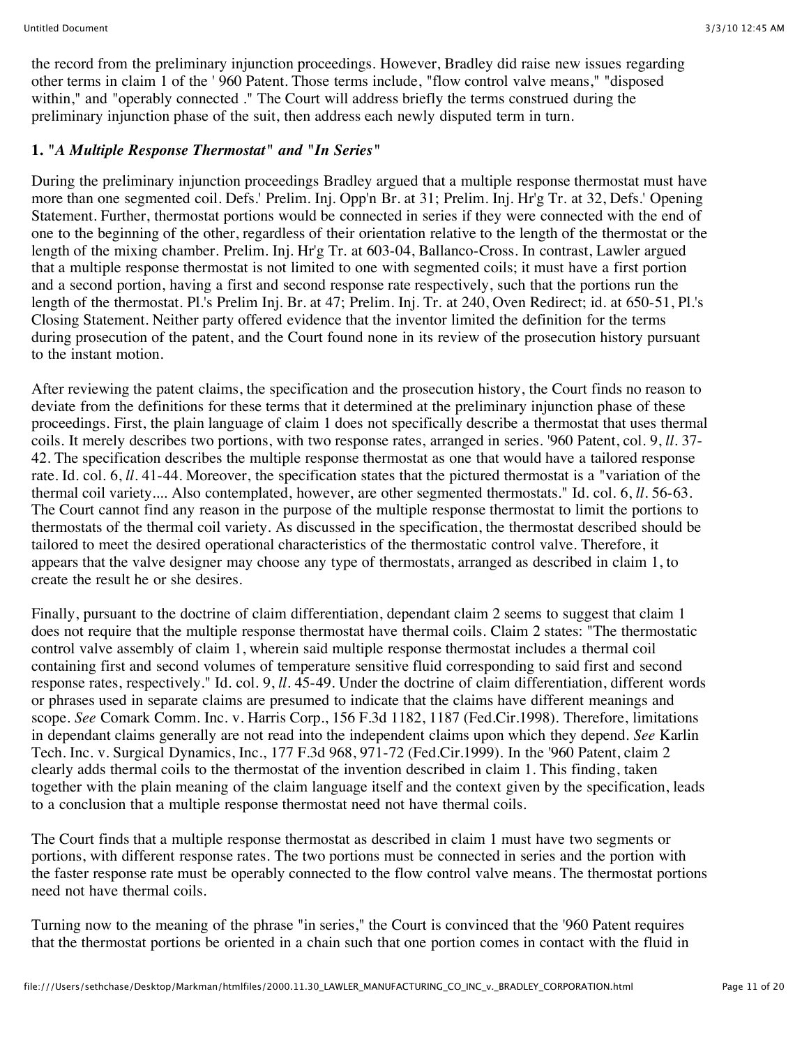the record from the preliminary injunction proceedings. However, Bradley did raise new issues regarding other terms in claim 1 of the ' 960 Patent. Those terms include, "flow control valve means," "disposed within," and "operably connected ." The Court will address briefly the terms construed during the preliminary injunction phase of the suit, then address each newly disputed term in turn.

### 1. "*A Multiple Response Thermostat*" and "*In Series*"

During the preliminary injunction proceedings Bradley argued that a multiple response thermostat must have more than one segmented coil. Defs.' Prelim. Inj. Opp'n Br. at 31; Prelim. Inj. Hr'g Tr. at 32, Defs.' Opening Statement. Further, thermostat portions would be connected in series if they were connected with the end of one to the beginning of the other, regardless of their orientation relative to the length of the thermostat or the length of the mixing chamber. Prelim. Inj. Hr'g Tr. at 603-04, Ballanco-Cross. In contrast, Lawler argued that a multiple response thermostat is not limited to one with segmented coils; it must have a first portion and a second portion, having a first and second response rate respectively, such that the portions run the length of the thermostat. Pl.'s Prelim Inj. Br. at 47; Prelim. Inj. Tr. at 240, Oven Redirect; id. at 650-51, Pl.'s Closing Statement. Neither party offered evidence that the inventor limited the definition for the terms during prosecution of the patent, and the Court found none in its review of the prosecution history pursuant to the instant motion.

After reviewing the patent claims, the specification and the prosecution history, the Court finds no reason to deviate from the definitions for these terms that it determined at the preliminary injunction phase of these proceedings. First, the plain language of claim 1 does not specifically describe a thermostat that uses thermal coils. It merely describes two portions, with two response rates, arranged in series. '960 Patent, col. 9, *ll*. 37-42. The specification describes the multiple response thermostat as one that would have a tailored response rate. Id. col. 6, *ll*. 41-44. Moreover, the specification states that the pictured thermostat is a "variation of the thermal coil variety.... Also contemplated, however, are other segmented thermostats." Id. col. 6, *ll*. 56-63. The Court cannot find any reason in the purpose of the multiple response thermostat to limit the portions to thermostats of the thermal coil variety. As discussed in the specification, the thermostat described should be tailored to meet the desired operational characteristics of the thermostatic control valve. Therefore, it appears that the valve designer may choose any type of thermostats, arranged as described in claim 1, to create the result he or she desires.

Finally, pursuant to the doctrine of claim differentiation, dependant claim 2 seems to suggest that claim 1 does not require that the multiple response thermostat have thermal coils. Claim 2 states: "The thermostatic control valve assembly of claim 1, wherein said multiple response thermostat includes a thermal coil containing first and second volumes of temperature sensitive fluid corresponding to said first and second response rates, respectively." Id. col. 9, *ll*. 45-49. Under the doctrine of claim differentiation, different words or phrases used in separate claims are presumed to indicate that the claims have different meanings and scope. *See* Comark Comm. Inc. v. Harris Corp., 156 F.3d 1182, 1187 (Fed.Cir.1998). Therefore, limitations in dependant claims generally are not read into the independent claims upon which they depend. *See* Karlin Tech. Inc. v. Surgical Dynamics, Inc., 177 F.3d 968, 971-72 (Fed.Cir.1999). In the '960 Patent, claim 2 clearly adds thermal coils to the thermostat of the invention described in claim 1. This finding, taken together with the plain meaning of the claim language itself and the context given by the specification, leads to a conclusion that a multiple response thermostat need not have thermal coils.

The Court finds that a multiple response thermostat as described in claim 1 must have two segments or portions, with different response rates. The two portions must be connected in series and the portion with the faster response rate must be operably connected to the flow control valve means. The thermostat portions need not have thermal coils.

Turning now to the meaning of the phrase "in series," the Court is convinced that the '960 Patent requires that the thermostat portions be oriented in a chain such that one portion comes in contact with the fluid in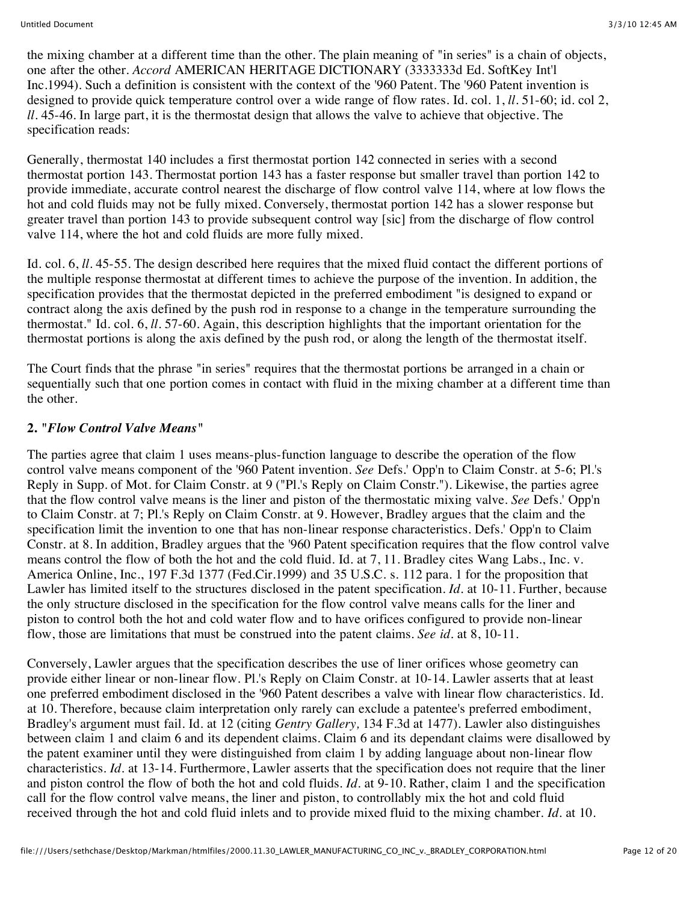the mixing chamber at a different time than the other. The plain meaning of "in series" is a chain of objects, one after the other. *Accord* AMERICAN HERITAGE DICTIONARY (3333333d Ed. SoftKey Int'l Inc.1994). Such a definition is consistent with the context of the '960 Patent. The '960 Patent invention is designed to provide quick temperature control over a wide range of flow rates. Id. col. 1, *ll*. 51-60; id. col 2, *ll*. 45-46. In large part, it is the thermostat design that allows the valve to achieve that objective. The specification reads:

Generally, thermostat 140 includes a first thermostat portion 142 connected in series with a second thermostat portion 143. Thermostat portion 143 has a faster response but smaller travel than portion 142 to provide immediate, accurate control nearest the discharge of flow control valve 114, where at low flows the hot and cold fluids may not be fully mixed. Conversely, thermostat portion 142 has a slower response but greater travel than portion 143 to provide subsequent control way [sic] from the discharge of flow control valve 114, where the hot and cold fluids are more fully mixed.

Id. col. 6, *ll*. 45-55. The design described here requires that the mixed fluid contact the different portions of the multiple response thermostat at different times to achieve the purpose of the invention. In addition, the specification provides that the thermostat depicted in the preferred embodiment "is designed to expand or contract along the axis defined by the push rod in response to a change in the temperature surrounding the thermostat." Id. col. 6, *ll*. 57-60. Again, this description highlights that the important orientation for the thermostat portions is along the axis defined by the push rod, or along the length of the thermostat itself.

The Court finds that the phrase "in series" requires that the thermostat portions be arranged in a chain or sequentially such that one portion comes in contact with fluid in the mixing chamber at a different time than the other.

### 2. "*Flow Control Valve Means*"

The parties agree that claim 1 uses means-plus-function language to describe the operation of the flow control valve means component of the '960 Patent invention. *See* Defs.' Opp'n to Claim Constr. at 5-6; Pl.'s Reply in Supp. of Mot. for Claim Constr. at 9 ("Pl.'s Reply on Claim Constr."). Likewise, the parties agree that the flow control valve means is the liner and piston of the thermostatic mixing valve. *See* Defs.' Opp'n to Claim Constr. at 7; Pl.'s Reply on Claim Constr. at 9. However, Bradley argues that the claim and the specification limit the invention to one that has non-linear response characteristics. Defs.' Opp'n to Claim Constr. at 8. In addition, Bradley argues that the '960 Patent specification requires that the flow control valve means control the flow of both the hot and the cold fluid. Id. at 7, 11. Bradley cites Wang Labs., Inc. v. America Online, Inc., 197 F.3d 1377 (Fed.Cir.1999) and 35 U.S.C. s. 112 para. 1 for the proposition that Lawler has limited itself to the structures disclosed in the patent specification. *Id*. at 10-11. Further, because the only structure disclosed in the specification for the flow control valve means calls for the liner and piston to control both the hot and cold water flow and to have orifices configured to provide non-linear flow, those are limitations that must be construed into the patent claims. *See id*. at 8, 10-11.

Conversely, Lawler argues that the specification describes the use of liner orifices whose geometry can provide either linear or non-linear flow. Pl.'s Reply on Claim Constr. at 10-14. Lawler asserts that at least one preferred embodiment disclosed in the '960 Patent describes a valve with linear flow characteristics. Id. at 10. Therefore, because claim interpretation only rarely can exclude a patentee's preferred embodiment, Bradley's argument must fail. Id. at 12 (citing *Gentry Gallery,* 134 F.3d at 1477). Lawler also distinguishes between claim 1 and claim 6 and its dependent claims. Claim 6 and its dependant claims were disallowed by the patent examiner until they were distinguished from claim 1 by adding language about non-linear flow characteristics. *Id*. at 13-14. Furthermore, Lawler asserts that the specification does not require that the liner and piston control the flow of both the hot and cold fluids. *Id*. at 9-10. Rather, claim 1 and the specification call for the flow control valve means, the liner and piston, to controllably mix the hot and cold fluid received through the hot and cold fluid inlets and to provide mixed fluid to the mixing chamber. *Id*. at 10.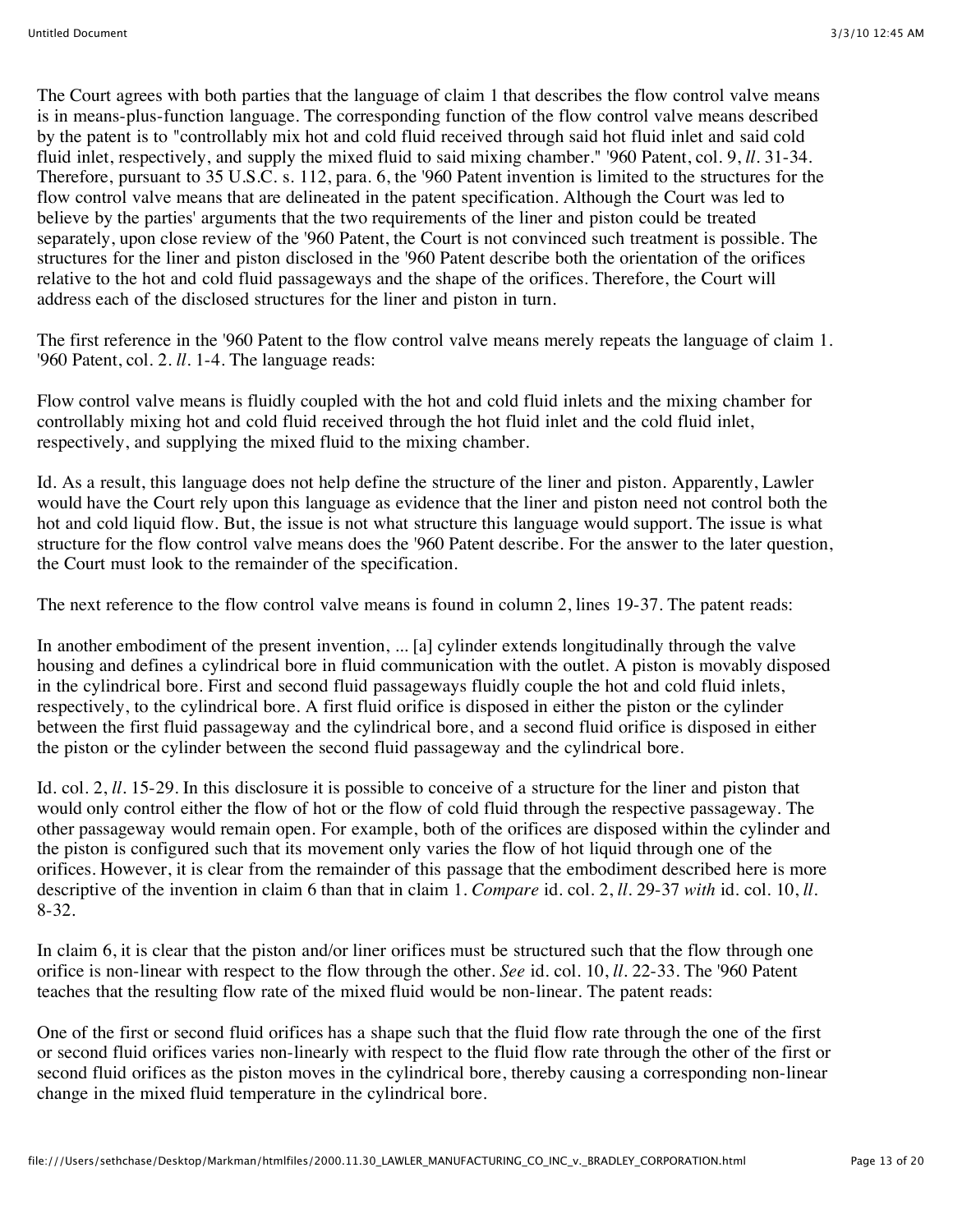The Court agrees with both parties that the language of claim 1 that describes the flow control valve means is in means-plus-function language. The corresponding function of the flow control valve means described by the patent is to "controllably mix hot and cold fluid received through said hot fluid inlet and said cold fluid inlet, respectively, and supply the mixed fluid to said mixing chamber." '960 Patent, col. 9, *ll*. 31-34. Therefore, pursuant to 35 U.S.C. s. 112, para. 6, the '960 Patent invention is limited to the structures for the flow control valve means that are delineated in the patent specification. Although the Court was led to believe by the parties' arguments that the two requirements of the liner and piston could be treated separately, upon close review of the '960 Patent, the Court is not convinced such treatment is possible. The structures for the liner and piston disclosed in the '960 Patent describe both the orientation of the orifices relative to the hot and cold fluid passageways and the shape of the orifices. Therefore, the Court will address each of the disclosed structures for the liner and piston in turn.

The first reference in the '960 Patent to the flow control valve means merely repeats the language of claim 1. '960 Patent, col. 2. *ll*. 1-4. The language reads:

Flow control valve means is fluidly coupled with the hot and cold fluid inlets and the mixing chamber for controllably mixing hot and cold fluid received through the hot fluid inlet and the cold fluid inlet, respectively, and supplying the mixed fluid to the mixing chamber.

Id. As a result, this language does not help define the structure of the liner and piston. Apparently, Lawler would have the Court rely upon this language as evidence that the liner and piston need not control both the hot and cold liquid flow. But, the issue is not what structure this language would support. The issue is what structure for the flow control valve means does the '960 Patent describe. For the answer to the later question, the Court must look to the remainder of the specification.

The next reference to the flow control valve means is found in column 2, lines 19-37. The patent reads:

In another embodiment of the present invention, ... [a] cylinder extends longitudinally through the valve housing and defines a cylindrical bore in fluid communication with the outlet. A piston is movably disposed in the cylindrical bore. First and second fluid passageways fluidly couple the hot and cold fluid inlets, respectively, to the cylindrical bore. A first fluid orifice is disposed in either the piston or the cylinder between the first fluid passageway and the cylindrical bore, and a second fluid orifice is disposed in either the piston or the cylinder between the second fluid passageway and the cylindrical bore.

Id. col. 2, *ll*. 15-29. In this disclosure it is possible to conceive of a structure for the liner and piston that would only control either the flow of hot or the flow of cold fluid through the respective passageway. The other passageway would remain open. For example, both of the orifices are disposed within the cylinder and the piston is configured such that its movement only varies the flow of hot liquid through one of the orifices. However, it is clear from the remainder of this passage that the embodiment described here is more descriptive of the invention in claim 6 than that in claim 1. *Compare* id. col. 2, *ll*. 29-37 *with* id. col. 10, *ll*. 8-32.

In claim 6, it is clear that the piston and/or liner orifices must be structured such that the flow through one orifice is non-linear with respect to the flow through the other. *See* id. col. 10, *ll*. 22-33. The '960 Patent teaches that the resulting flow rate of the mixed fluid would be non-linear. The patent reads:

One of the first or second fluid orifices has a shape such that the fluid flow rate through the one of the first or second fluid orifices varies non-linearly with respect to the fluid flow rate through the other of the first or second fluid orifices as the piston moves in the cylindrical bore, thereby causing a corresponding non-linear change in the mixed fluid temperature in the cylindrical bore.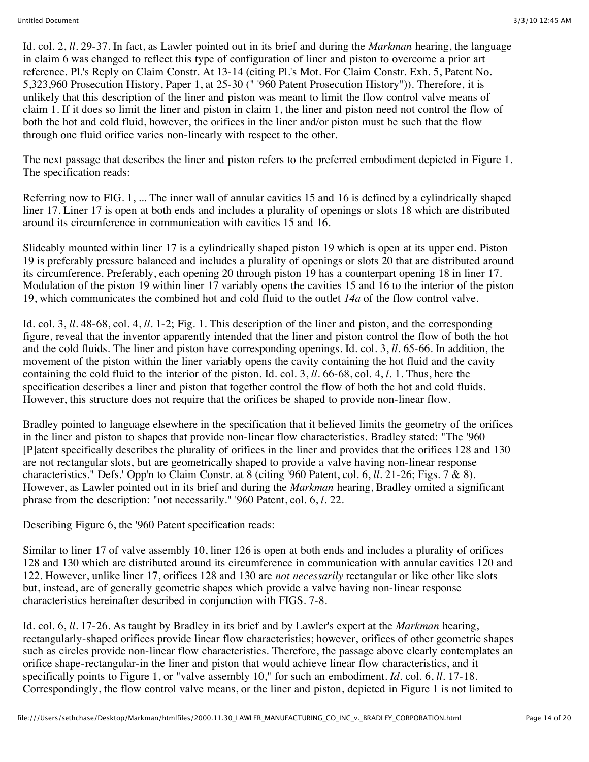Id. col. 2, *ll*. 29-37. In fact, as Lawler pointed out in its brief and during the *Markman* hearing, the language in claim 6 was changed to reflect this type of configuration of liner and piston to overcome a prior art reference. Pl.'s Reply on Claim Constr. At 13-14 (citing Pl.'s Mot. For Claim Constr. Exh. 5, Patent No. 5,323,960 Prosecution History, Paper 1, at 25-30 (" '960 Patent Prosecution History")). Therefore, it is unlikely that this description of the liner and piston was meant to limit the flow control valve means of claim 1. If it does so limit the liner and piston in claim 1, the liner and piston need not control the flow of both the hot and cold fluid, however, the orifices in the liner and/or piston must be such that the flow through one fluid orifice varies non-linearly with respect to the other.

The next passage that describes the liner and piston refers to the preferred embodiment depicted in Figure 1. The specification reads:

Referring now to FIG. 1, ... The inner wall of annular cavities 15 and 16 is defined by a cylindrically shaped liner 17. Liner 17 is open at both ends and includes a plurality of openings or slots 18 which are distributed around its circumference in communication with cavities 15 and 16.

Slideably mounted within liner 17 is a cylindrically shaped piston 19 which is open at its upper end. Piston 19 is preferably pressure balanced and includes a plurality of openings or slots 20 that are distributed around its circumference. Preferably, each opening 20 through piston 19 has a counterpart opening 18 in liner 17. Modulation of the piston 19 within liner 17 variably opens the cavities 15 and 16 to the interior of the piston 19, which communicates the combined hot and cold fluid to the outlet *14a* of the flow control valve.

Id. col. 3, *ll*. 48-68, col. 4, *ll*. 1-2; Fig. 1. This description of the liner and piston, and the corresponding figure, reveal that the inventor apparently intended that the liner and piston control the flow of both the hot and the cold fluids. The liner and piston have corresponding openings. Id. col. 3, *ll*. 65-66. In addition, the movement of the piston within the liner variably opens the cavity containing the hot fluid and the cavity containing the cold fluid to the interior of the piston. Id. col. 3, *ll*. 66-68, col. 4, *l*. 1. Thus, here the specification describes a liner and piston that together control the flow of both the hot and cold fluids. However, this structure does not require that the orifices be shaped to provide non-linear flow.

Bradley pointed to language elsewhere in the specification that it believed limits the geometry of the orifices in the liner and piston to shapes that provide non-linear flow characteristics. Bradley stated: "The '960 [P]atent specifically describes the plurality of orifices in the liner and provides that the orifices 128 and 130 are not rectangular slots, but are geometrically shaped to provide a valve having non-linear response characteristics." Defs.' Opp'n to Claim Constr. at 8 (citing '960 Patent, col. 6, *ll*. 21-26; Figs. 7 & 8). However, as Lawler pointed out in its brief and during the *Markman* hearing, Bradley omited a significant phrase from the description: "not necessarily." '960 Patent, col. 6, *l*. 22.

Describing Figure 6, the '960 Patent specification reads:

Similar to liner 17 of valve assembly 10, liner 126 is open at both ends and includes a plurality of orifices 128 and 130 which are distributed around its circumference in communication with annular cavities 120 and 122. However, unlike liner 17, orifices 128 and 130 are *not necessarily* rectangular or like other like slots but, instead, are of generally geometric shapes which provide a valve having non-linear response characteristics hereinafter described in conjunction with FIGS. 7-8.

Id. col. 6, *ll*. 17-26. As taught by Bradley in its brief and by Lawler's expert at the *Markman* hearing, rectangularly-shaped orifices provide linear flow characteristics; however, orifices of other geometric shapes such as circles provide non-linear flow characteristics. Therefore, the passage above clearly contemplates an orifice shape-rectangular-in the liner and piston that would achieve linear flow characteristics, and it specifically points to Figure 1, or "valve assembly 10," for such an embodiment. *Id*. col. 6, *ll*. 17-18. Correspondingly, the flow control valve means, or the liner and piston, depicted in Figure 1 is not limited to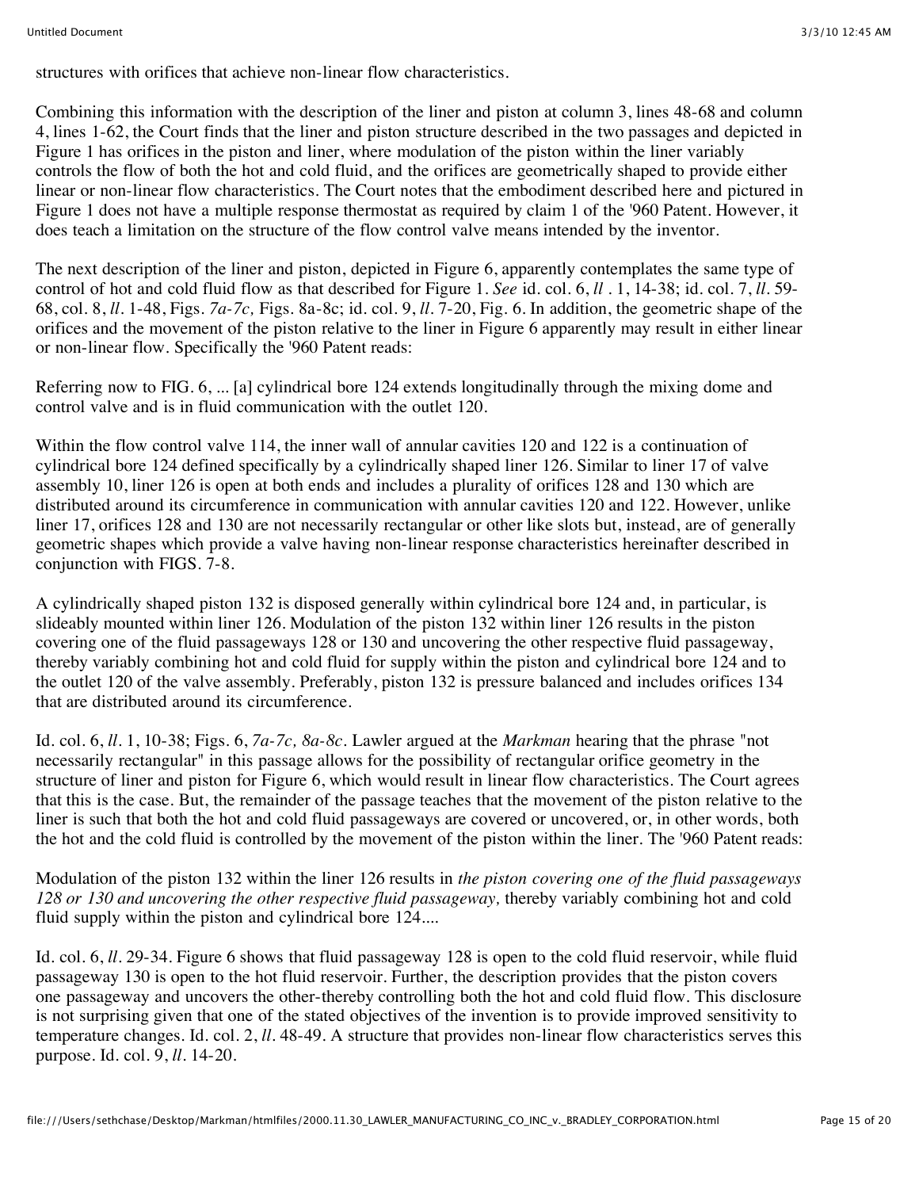structures with orifices that achieve non-linear flow characteristics.

Combining this information with the description of the liner and piston at column 3, lines 48-68 and column 4, lines 1-62, the Court finds that the liner and piston structure described in the two passages and depicted in Figure 1 has orifices in the piston and liner, where modulation of the piston within the liner variably controls the flow of both the hot and cold fluid, and the orifices are geometrically shaped to provide either linear or non-linear flow characteristics. The Court notes that the embodiment described here and pictured in Figure 1 does not have a multiple response thermostat as required by claim 1 of the '960 Patent. However, it does teach a limitation on the structure of the flow control valve means intended by the inventor.

The next description of the liner and piston, depicted in Figure 6, apparently contemplates the same type of control of hot and cold fluid flow as that described for Figure 1. *See* id. col. 6, *ll* . 1, 14-38; id. col. 7, *ll.* 59-68, col. 8, *ll.* 1-48, Figs. *7a-7c,* Figs. 8a-8c; id. col. 9, *ll.* 7-20, Fig. 6. In addition, the geometric shape of the orifices and the movement of the piston relative to the liner in Figure 6 apparently may result in either linear or non-linear flow. Specifically the '960 Patent reads:

Referring now to FIG. 6, ... [a] cylindrical bore 124 extends longitudinally through the mixing dome and control valve and is in fluid communication with the outlet 120.

Within the flow control valve 114, the inner wall of annular cavities 120 and 122 is a continuation of cylindrical bore 124 defined specifically by a cylindrically shaped liner 126. Similar to liner 17 of valve assembly 10, liner 126 is open at both ends and includes a plurality of orifices 128 and 130 which are distributed around its circumference in communication with annular cavities 120 and 122. However, unlike liner 17, orifices 128 and 130 are not necessarily rectangular or other like slots but, instead, are of generally geometric shapes which provide a valve having non-linear response characteristics hereinafter described in conjunction with FIGS. 7-8.

A cylindrically shaped piston 132 is disposed generally within cylindrical bore 124 and, in particular, is slideably mounted within liner 126. Modulation of the piston 132 within liner 126 results in the piston covering one of the fluid passageways 128 or 130 and uncovering the other respective fluid passageway, thereby variably combining hot and cold fluid for supply within the piston and cylindrical bore 124 and to the outlet 120 of the valve assembly. Preferably, piston 132 is pressure balanced and includes orifices 134 that are distributed around its circumference.

Id. col. 6, *ll.* 1, 10-38; Figs. 6, *7a-7c, 8a-8c*. Lawler argued at the *Markman* hearing that the phrase "not necessarily rectangular" in this passage allows for the possibility of rectangular orifice geometry in the structure of liner and piston for Figure 6, which would result in linear flow characteristics. The Court agrees that this is the case. But, the remainder of the passage teaches that the movement of the piston relative to the liner is such that both the hot and cold fluid passageways are covered or uncovered, or, in other words, both the hot and the cold fluid is controlled by the movement of the piston within the liner. The '960 Patent reads:

Modulation of the piston 132 within the liner 126 results in *the piston covering one of the fluid passageways 128 or 130 and uncovering the other respective fluid passageway,* thereby variably combining hot and cold fluid supply within the piston and cylindrical bore 124....

Id. col. 6, *ll.* 29-34. Figure 6 shows that fluid passageway 128 is open to the cold fluid reservoir, while fluid passageway 130 is open to the hot fluid reservoir. Further, the description provides that the piston covers one passageway and uncovers the other-thereby controlling both the hot and cold fluid flow. This disclosure is not surprising given that one of the stated objectives of the invention is to provide improved sensitivity to temperature changes. Id. col. 2, *ll.* 48-49. A structure that provides non-linear flow characteristics serves this purpose. Id. col. 9, *ll.* 14-20.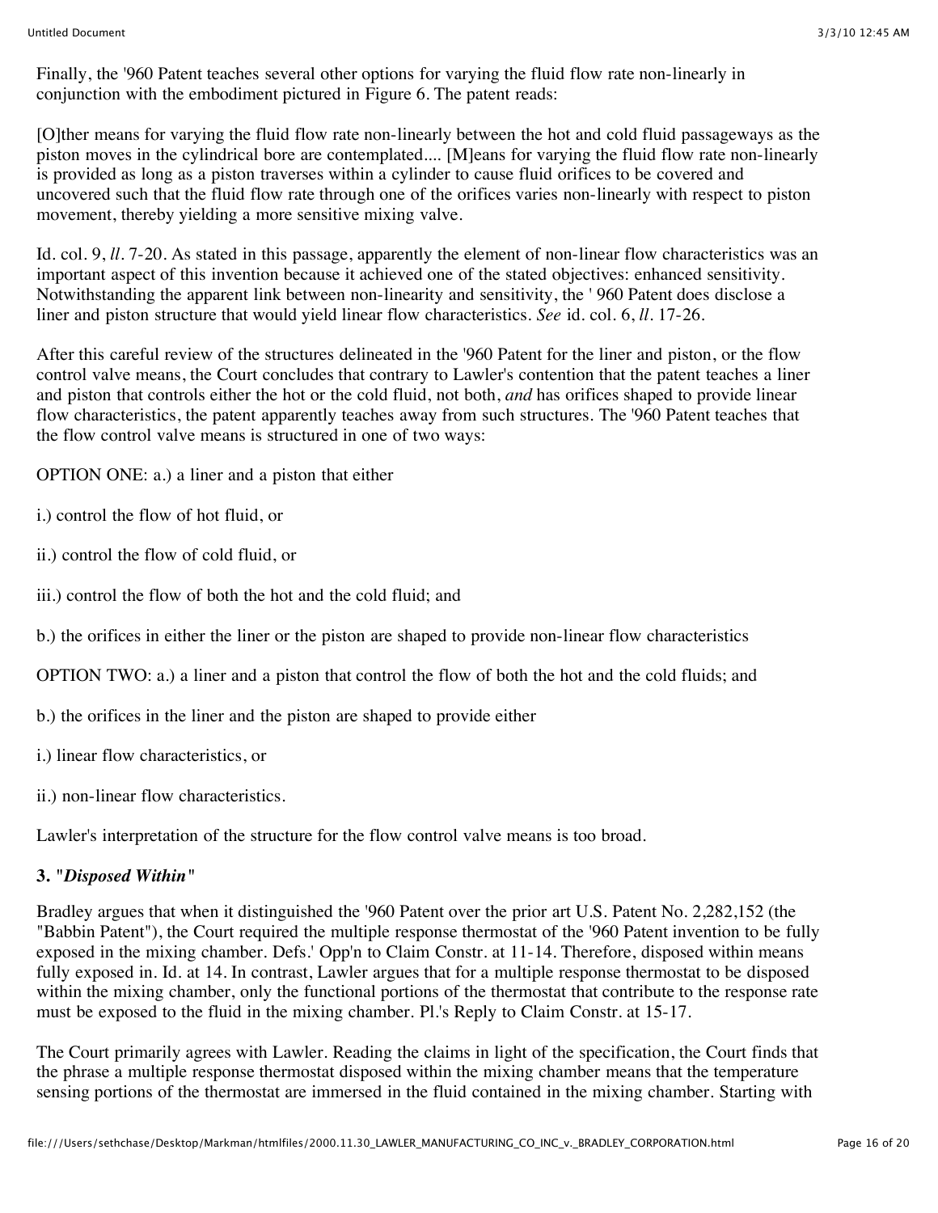Finally, the '960 Patent teaches several other options for varying the fluid flow rate non-linearly in conjunction with the embodiment pictured in Figure 6. The patent reads:

[O]ther means for varying the fluid flow rate non-linearly between the hot and cold fluid passageways as the piston moves in the cylindrical bore are contemplated.... [M]eans for varying the fluid flow rate non-linearly is provided as long as a piston traverses within a cylinder to cause fluid orifices to be covered and uncovered such that the fluid flow rate through one of the orifices varies non-linearly with respect to piston movement, thereby yielding a more sensitive mixing valve.

Id. col. 9, *ll.* 7-20. As stated in this passage, apparently the element of non-linear flow characteristics was an important aspect of this invention because it achieved one of the stated objectives: enhanced sensitivity. Notwithstanding the apparent link between non-linearity and sensitivity, the ' 960 Patent does disclose a liner and piston structure that would yield linear flow characteristics. *See* id. col. 6, *ll.* 17-26.

After this careful review of the structures delineated in the '960 Patent for the liner and piston, or the flow control valve means, the Court concludes that contrary to Lawler's contention that the patent teaches a liner and piston that controls either the hot or the cold fluid, not both, *and* has orifices shaped to provide linear flow characteristics, the patent apparently teaches away from such structures. The '960 Patent teaches that the flow control valve means is structured in one of two ways:

OPTION ONE: a.) a liner and a piston that either

i.) control the flow of hot fluid, or

ii.) control the flow of cold fluid, or

iii.) control the flow of both the hot and the cold fluid; and

b.) the orifices in either the liner or the piston are shaped to provide non-linear flow characteristics

OPTION TWO: a.) a liner and a piston that control the flow of both the hot and the cold fluids; and

b.) the orifices in the liner and the piston are shaped to provide either

i.) linear flow characteristics, or

ii.) non-linear flow characteristics.

Lawler's interpretation of the structure for the flow control valve means is too broad.

### 3. "*Disposed Within*"

Bradley argues that when it distinguished the '960 Patent over the prior art U.S. Patent No. 2,282,152 (the "Babbin Patent"), the Court required the multiple response thermostat of the '960 Patent invention to be fully exposed in the mixing chamber. Defs.' Opp'n to Claim Constr. at 11-14. Therefore, disposed within means fully exposed in. Id. at 14. In contrast, Lawler argues that for a multiple response thermostat to be disposed within the mixing chamber, only the functional portions of the thermostat that contribute to the response rate must be exposed to the fluid in the mixing chamber. Pl.'s Reply to Claim Constr. at 15-17.

The Court primarily agrees with Lawler. Reading the claims in light of the specification, the Court finds that the phrase a multiple response thermostat disposed within the mixing chamber means that the temperature sensing portions of the thermostat are immersed in the fluid contained in the mixing chamber. Starting with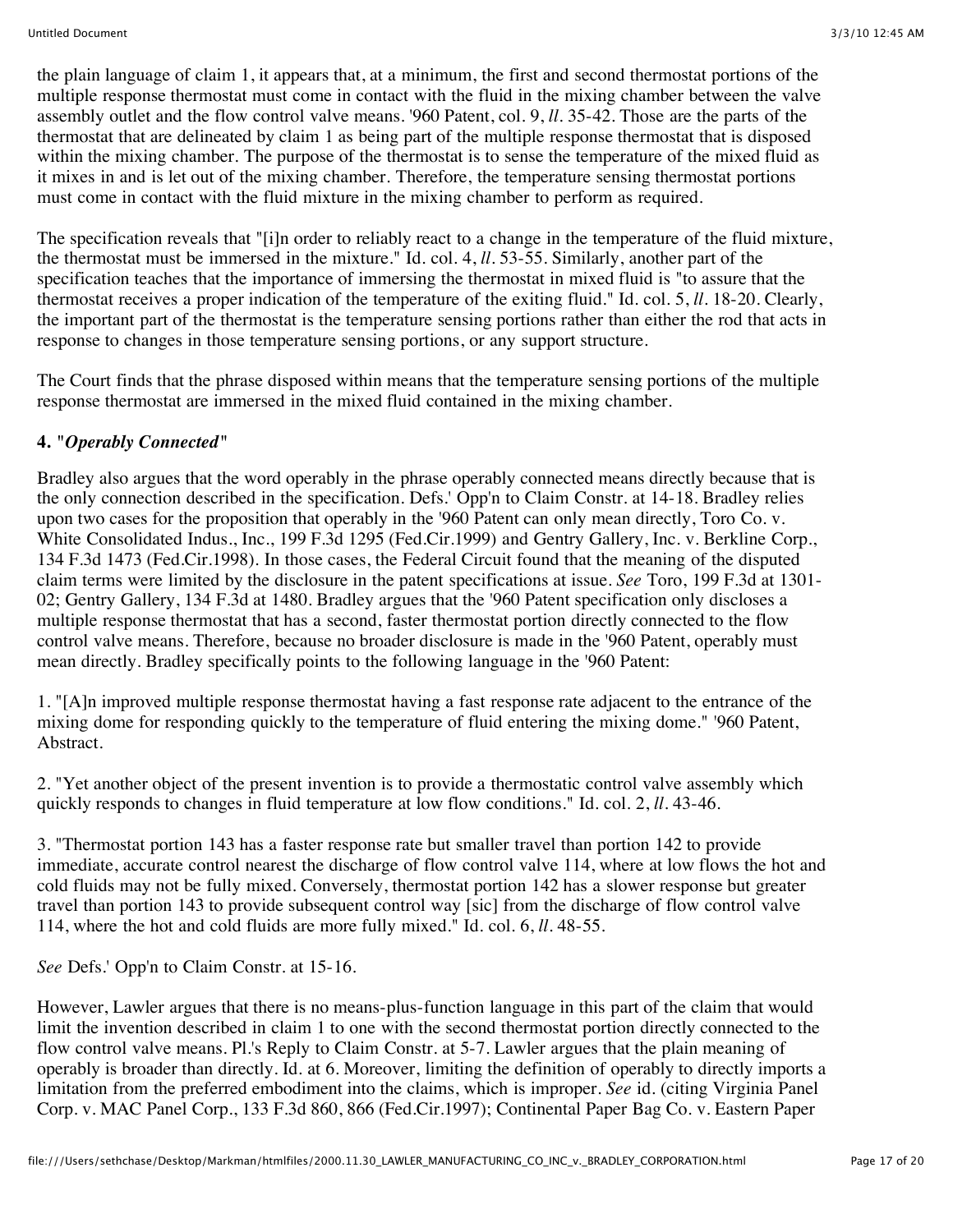the plain language of claim 1, it appears that, at a minimum, the first and second thermostat portions of the multiple response thermostat must come in contact with the fluid in the mixing chamber between the valve assembly outlet and the flow control valve means. '960 Patent, col. 9, *ll*. 35-42. Those are the parts of the thermostat that are delineated by claim 1 as being part of the multiple response thermostat that is disposed within the mixing chamber. The purpose of the thermostat is to sense the temperature of the mixed fluid as it mixes in and is let out of the mixing chamber. Therefore, the temperature sensing thermostat portions must come in contact with the fluid mixture in the mixing chamber to perform as required.

The specification reveals that "[i]n order to reliably react to a change in the temperature of the fluid mixture, the thermostat must be immersed in the mixture." Id. col. 4, *ll*. 53-55. Similarly, another part of the specification teaches that the importance of immersing the thermostat in mixed fluid is "to assure that the thermostat receives a proper indication of the temperature of the exiting fluid." Id. col. 5, *ll*. 18-20. Clearly, the important part of the thermostat is the temperature sensing portions rather than either the rod that acts in response to changes in those temperature sensing portions, or any support structure.

The Court finds that the phrase disposed within means that the temperature sensing portions of the multiple response thermostat are immersed in the mixed fluid contained in the mixing chamber.

**4.** "***Operably Connected***"

Bradley also argues that the word operably in the phrase operably connected means directly because that is the only connection described in the specification. Defs.' Opp'n to Claim Constr. at 14-18. Bradley relies upon two cases for the proposition that operably in the '960 Patent can only mean directly, Toro Co. v. White Consolidated Indus., Inc., 199 F.3d 1295 (Fed.Cir.1999) and Gentry Gallery, Inc. v. Berkline Corp., 134 F.3d 1473 (Fed.Cir.1998). In those cases, the Federal Circuit found that the meaning of the disputed claim terms were limited by the disclosure in the patent specifications at issue. *See* Toro, 199 F.3d at 1301-02; Gentry Gallery, 134 F.3d at 1480. Bradley argues that the '960 Patent specification only discloses a multiple response thermostat that has a second, faster thermostat portion directly connected to the flow control valve means. Therefore, because no broader disclosure is made in the '960 Patent, operably must mean directly. Bradley specifically points to the following language in the '960 Patent:

1. "[A]n improved multiple response thermostat having a fast response rate adjacent to the entrance of the mixing dome for responding quickly to the temperature of fluid entering the mixing dome." '960 Patent, Abstract.

2. "Yet another object of the present invention is to provide a thermostatic control valve assembly which quickly responds to changes in fluid temperature at low flow conditions." Id. col. 2, *ll*. 43-46.

3. "Thermostat portion 143 has a faster response rate but smaller travel than portion 142 to provide immediate, accurate control nearest the discharge of flow control valve 114, where at low flows the hot and cold fluids may not be fully mixed. Conversely, thermostat portion 142 has a slower response but greater travel than portion 143 to provide subsequent control way [sic] from the discharge of flow control valve 114, where the hot and cold fluids are more fully mixed." Id. col. 6, *ll*. 48-55.

*See* Defs.' Opp'n to Claim Constr. at 15-16.

However, Lawler argues that there is no means-plus-function language in this part of the claim that would limit the invention described in claim 1 to one with the second thermostat portion directly connected to the flow control valve means. Pl.'s Reply to Claim Constr. at 5-7. Lawler argues that the plain meaning of operably is broader than directly. Id. at 6. Moreover, limiting the definition of operably to directly imports a limitation from the preferred embodiment into the claims, which is improper. *See* id. (citing Virginia Panel Corp. v. MAC Panel Corp., 133 F.3d 860, 866 (Fed.Cir.1997); Continental Paper Bag Co. v. Eastern Paper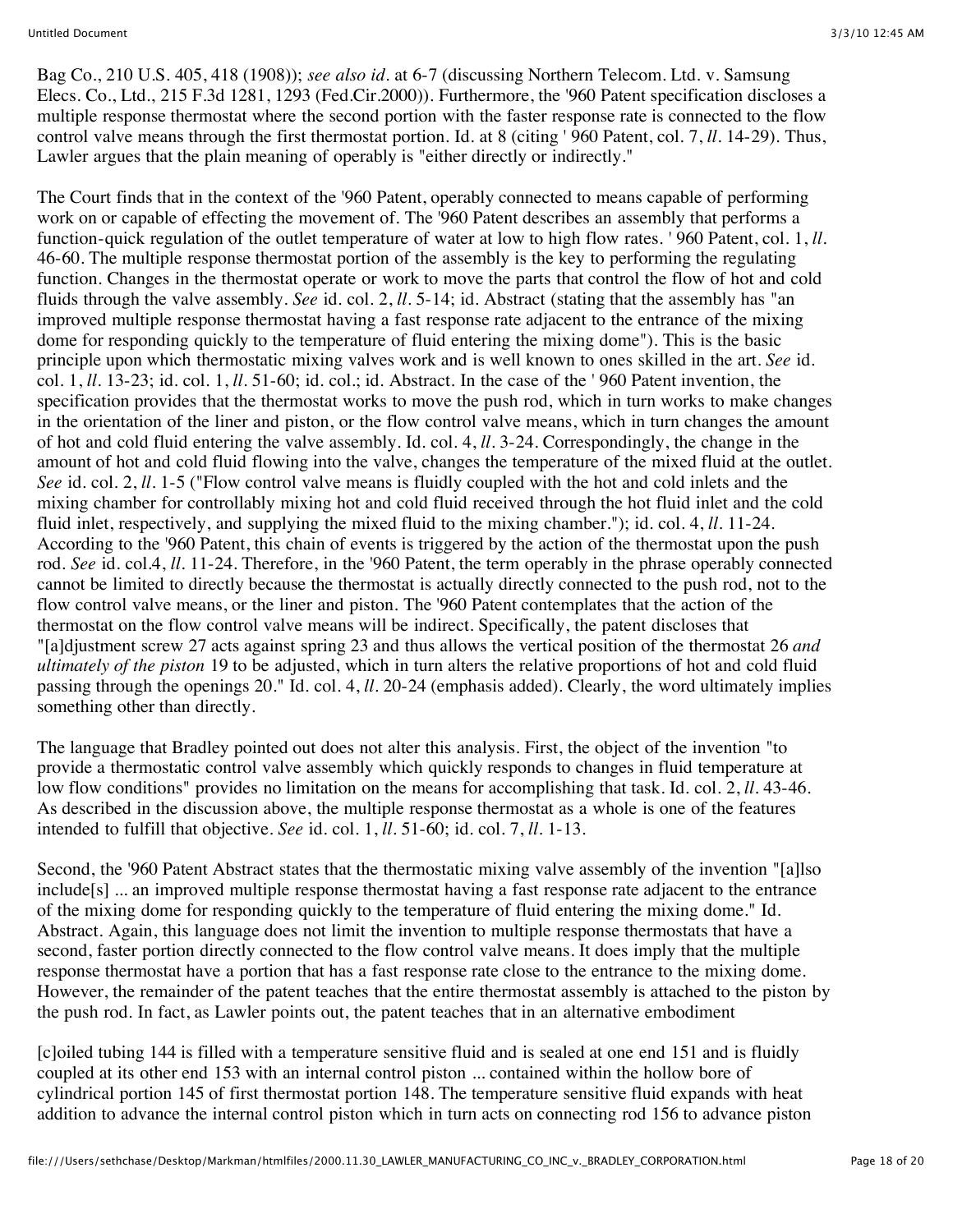Bag Co., 210 U.S. 405, 418 (1908)); *see also id.* at 6-7 (discussing Northern Telecom. Ltd. v. Samsung Elecs. Co., Ltd., 215 F.3d 1281, 1293 (Fed.Cir.2000)). Furthermore, the '960 Patent specification discloses a multiple response thermostat where the second portion with the faster response rate is connected to the flow control valve means through the first thermostat portion. Id. at 8 (citing ' 960 Patent, col. 7, *ll.* 14-29). Thus, Lawler argues that the plain meaning of operably is "either directly or indirectly."

The Court finds that in the context of the '960 Patent, operably connected to means capable of performing work on or capable of effecting the movement of. The '960 Patent describes an assembly that performs a function-quick regulation of the outlet temperature of water at low to high flow rates. ' 960 Patent, col. 1, *ll.* 46-60. The multiple response thermostat portion of the assembly is the key to performing the regulating function. Changes in the thermostat operate or work to move the parts that control the flow of hot and cold fluids through the valve assembly. *See* id. col. 2, *ll.* 5-14; id. Abstract (stating that the assembly has "an improved multiple response thermostat having a fast response rate adjacent to the entrance of the mixing dome for responding quickly to the temperature of fluid entering the mixing dome"). This is the basic principle upon which thermostatic mixing valves work and is well known to ones skilled in the art. *See* id. col. 1, *ll.* 13-23; id. col. 1, *ll.* 51-60; id. col.; id. Abstract. In the case of the ' 960 Patent invention, the specification provides that the thermostat works to move the push rod, which in turn works to make changes in the orientation of the liner and piston, or the flow control valve means, which in turn changes the amount of hot and cold fluid entering the valve assembly. Id. col. 4, *ll.* 3-24. Correspondingly, the change in the amount of hot and cold fluid flowing into the valve, changes the temperature of the mixed fluid at the outlet. *See* id. col. 2, *ll.* 1-5 ("Flow control valve means is fluidly coupled with the hot and cold inlets and the mixing chamber for controllably mixing hot and cold fluid received through the hot fluid inlet and the cold fluid inlet, respectively, and supplying the mixed fluid to the mixing chamber."); id. col. 4, *ll.* 11-24. According to the '960 Patent, this chain of events is triggered by the action of the thermostat upon the push rod. *See* id. col.4, *ll.* 11-24. Therefore, in the '960 Patent, the term operably in the phrase operably connected cannot be limited to directly because the thermostat is actually directly connected to the push rod, not to the flow control valve means, or the liner and piston. The '960 Patent contemplates that the action of the thermostat on the flow control valve means will be indirect. Specifically, the patent discloses that "[a]djustment screw 27 acts against spring 23 and thus allows the vertical position of the thermostat 26 *and ultimately of the piston* 19 to be adjusted, which in turn alters the relative proportions of hot and cold fluid passing through the openings 20." Id. col. 4, *ll.* 20-24 (emphasis added). Clearly, the word ultimately implies something other than directly.

The language that Bradley pointed out does not alter this analysis. First, the object of the invention "to provide a thermostatic control valve assembly which quickly responds to changes in fluid temperature at low flow conditions" provides no limitation on the means for accomplishing that task. Id. col. 2, *ll.* 43-46. As described in the discussion above, the multiple response thermostat as a whole is one of the features intended to fulfill that objective. *See* id. col. 1, *ll.* 51-60; id. col. 7, *ll.* 1-13.

Second, the '960 Patent Abstract states that the thermostatic mixing valve assembly of the invention "[a]lso include[s] ... an improved multiple response thermostat having a fast response rate adjacent to the entrance of the mixing dome for responding quickly to the temperature of fluid entering the mixing dome." Id. Abstract. Again, this language does not limit the invention to multiple response thermostats that have a second, faster portion directly connected to the flow control valve means. It does imply that the multiple response thermostat have a portion that has a fast response rate close to the entrance to the mixing dome. However, the remainder of the patent teaches that the entire thermostat assembly is attached to the piston by the push rod. In fact, as Lawler points out, the patent teaches that in an alternative embodiment

[c]oiled tubing 144 is filled with a temperature sensitive fluid and is sealed at one end 151 and is fluidly coupled at its other end 153 with an internal control piston ... contained within the hollow bore of cylindrical portion 145 of first thermostat portion 148. The temperature sensitive fluid expands with heat addition to advance the internal control piston which in turn acts on connecting rod 156 to advance piston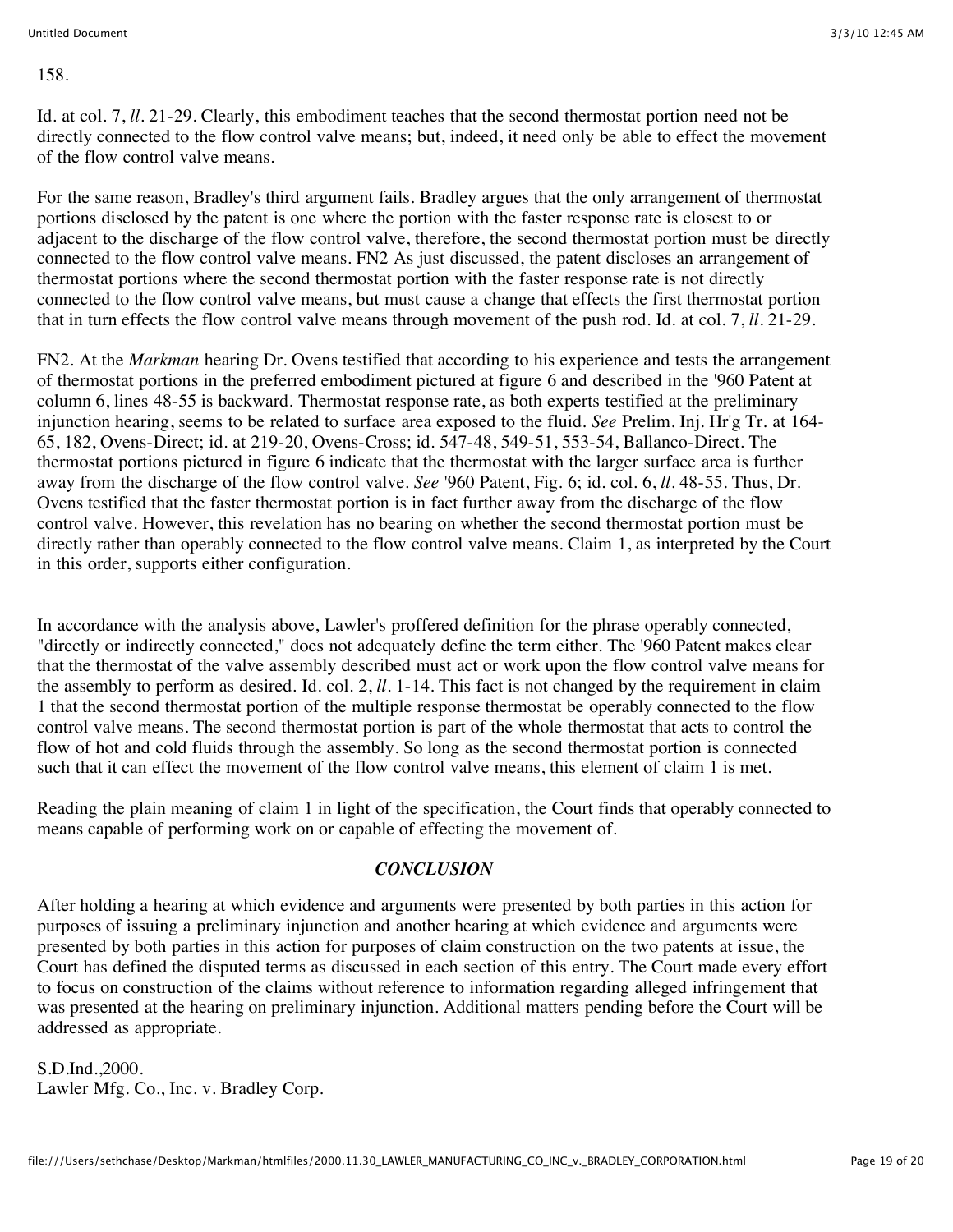158.

Id. at col. 7, *ll*. 21-29. Clearly, this embodiment teaches that the second thermostat portion need not be directly connected to the flow control valve means; but, indeed, it need only be able to effect the movement of the flow control valve means.

For the same reason, Bradley's third argument fails. Bradley argues that the only arrangement of thermostat portions disclosed by the patent is one where the portion with the faster response rate is closest to or adjacent to the discharge of the flow control valve, therefore, the second thermostat portion must be directly connected to the flow control valve means. FN2 As just discussed, the patent discloses an arrangement of thermostat portions where the second thermostat portion with the faster response rate is not directly connected to the flow control valve means, but must cause a change that effects the first thermostat portion that in turn effects the flow control valve means through movement of the push rod. Id. at col. 7, *ll*. 21-29.

FN2. At the *Markman* hearing Dr. Ovens testified that according to his experience and tests the arrangement of thermostat portions in the preferred embodiment pictured at figure 6 and described in the '960 Patent at column 6, lines 48-55 is backward. Thermostat response rate, as both experts testified at the preliminary injunction hearing, seems to be related to surface area exposed to the fluid. *See* Prelim. Inj. Hr'g Tr. at 164-65, 182, Ovens-Direct; id. at 219-20, Ovens-Cross; id. 547-48, 549-51, 553-54, Ballanco-Direct. The thermostat portions pictured in figure 6 indicate that the thermostat with the larger surface area is further away from the discharge of the flow control valve. *See* '960 Patent, Fig. 6; id. col. 6, *ll*. 48-55. Thus, Dr. Ovens testified that the faster thermostat portion is in fact further away from the discharge of the flow control valve. However, this revelation has no bearing on whether the second thermostat portion must be directly rather than operably connected to the flow control valve means. Claim 1, as interpreted by the Court in this order, supports either configuration.

In accordance with the analysis above, Lawler's proffered definition for the phrase operably connected, "directly or indirectly connected," does not adequately define the term either. The '960 Patent makes clear that the thermostat of the valve assembly described must act or work upon the flow control valve means for the assembly to perform as desired. Id. col. 2, *ll*. 1-14. This fact is not changed by the requirement in claim 1 that the second thermostat portion of the multiple response thermostat be operably connected to the flow control valve means. The second thermostat portion is part of the whole thermostat that acts to control the flow of hot and cold fluids through the assembly. So long as the second thermostat portion is connected such that it can effect the movement of the flow control valve means, this element of claim 1 is met.

Reading the plain meaning of claim 1 in light of the specification, the Court finds that operably connected to means capable of performing work on or capable of effecting the movement of.

## *CONCLUSION*

After holding a hearing at which evidence and arguments were presented by both parties in this action for purposes of issuing a preliminary injunction and another hearing at which evidence and arguments were presented by both parties in this action for purposes of claim construction on the two patents at issue, the Court has defined the disputed terms as discussed in each section of this entry. The Court made every effort to focus on construction of the claims without reference to information regarding alleged infringement that was presented at the hearing on preliminary injunction. Additional matters pending before the Court will be addressed as appropriate.

S.D.Ind.,2000.
Lawler Mfg. Co., Inc. v. Bradley Corp.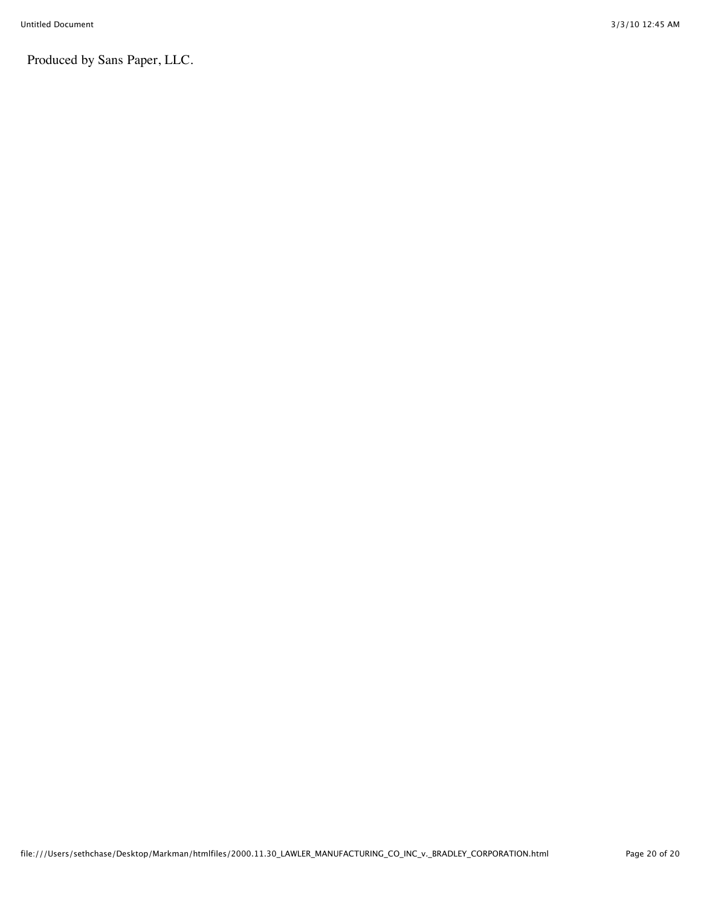Produced by Sans Paper, LLC.